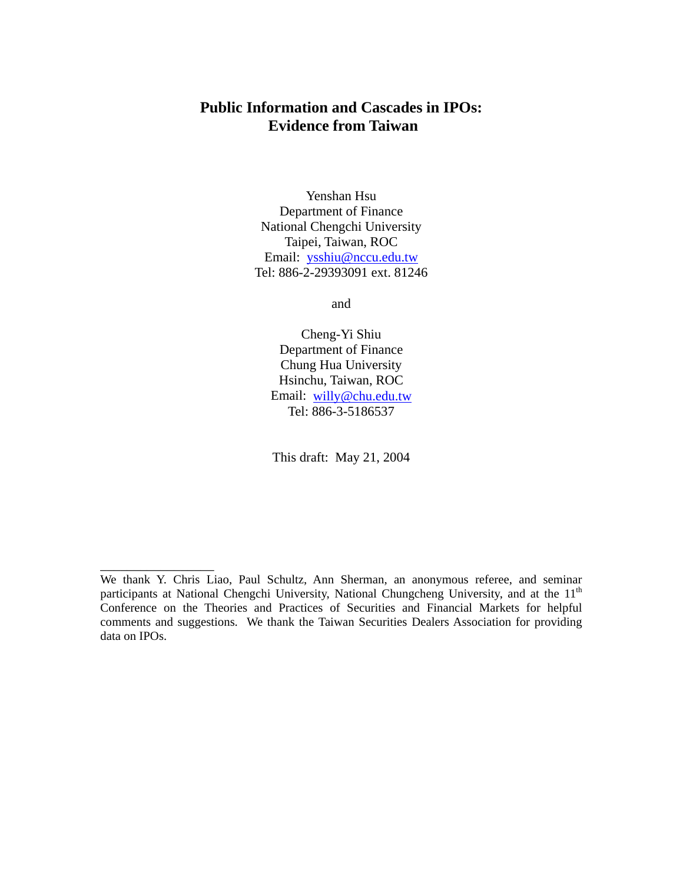# Public Information and Cascades in IPOs: Evidence from Taiwan

Yenshan Hsu
Department of Finance
National Chengchi University
Taipei, Taiwan, ROC
Email: ysshiu@nccu.edu.tw
Tel: 886-2-29393091 ext. 81246

and

Cheng-Yi Shiu
Department of Finance
Chung Hua University
Hsinchu, Taiwan, ROC
Email: willy@chu.edu.tw
Tel: 886-3-5186537

This draft: May 21, 2004

---

We thank Y. Chris Liao, Paul Schultz, Ann Sherman, an anonymous referee, and seminar participants at National Chengchi University, National Chungcheng University, and at the 11th Conference on the Theories and Practices of Securities and Financial Markets for helpful comments and suggestions. We thank the Taiwan Securities Dealers Association for providing data on IPOs.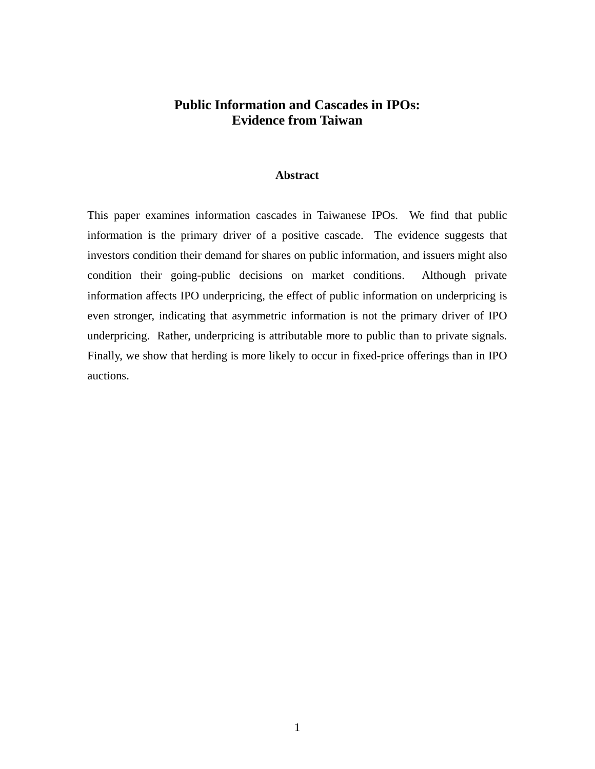# Public Information and Cascades in IPOs: Evidence from Taiwan

## Abstract

This paper examines information cascades in Taiwanese IPOs. We find that public information is the primary driver of a positive cascade. The evidence suggests that investors condition their demand for shares on public information, and issuers might also condition their going-public decisions on market conditions. Although private information affects IPO underpricing, the effect of public information on underpricing is even stronger, indicating that asymmetric information is not the primary driver of IPO underpricing. Rather, underpricing is attributable more to public than to private signals. Finally, we show that herding is more likely to occur in fixed-price offerings than in IPO auctions.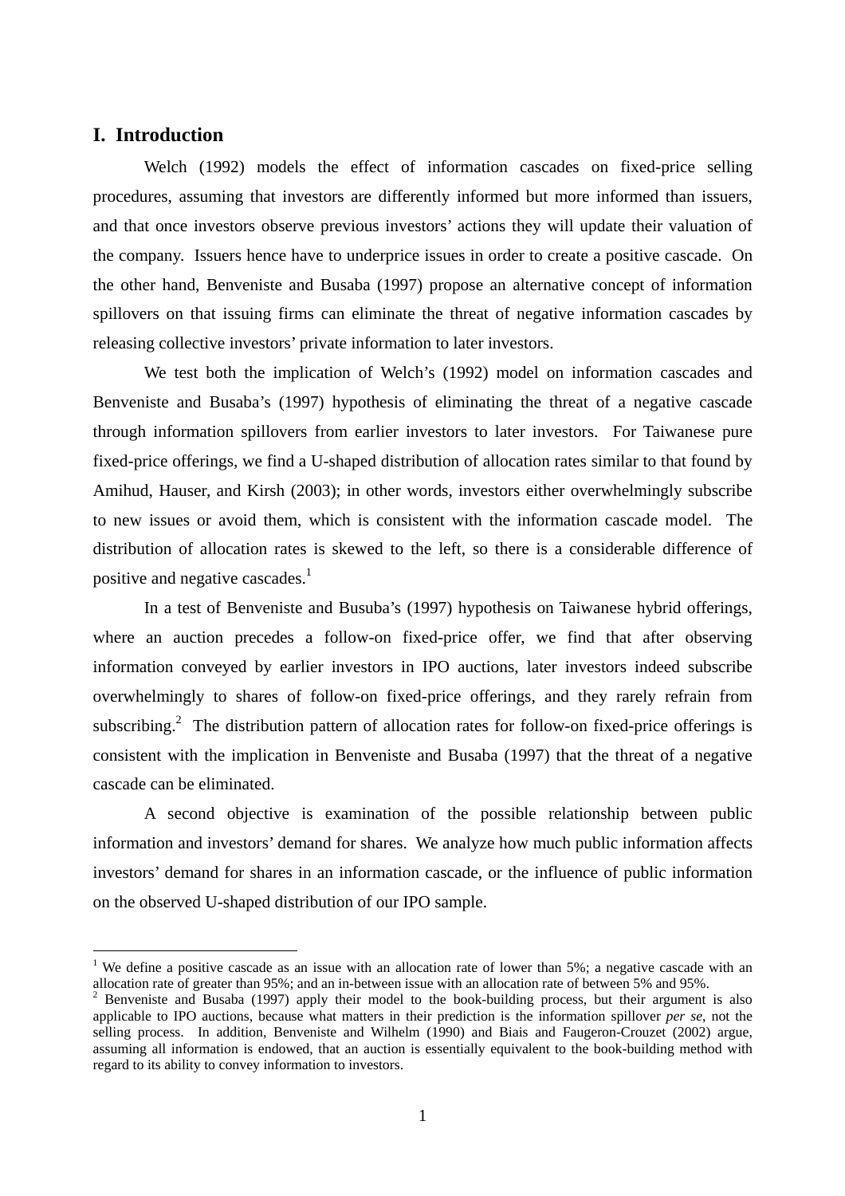## I. Introduction

Welch (1992) models the effect of information cascades on fixed-price selling procedures, assuming that investors are differently informed but more informed than issuers, and that once investors observe previous investors' actions they will update their valuation of the company. Issuers hence have to underprice issues in order to create a positive cascade. On the other hand, Benveniste and Busaba (1997) propose an alternative concept of information spillovers on that issuing firms can eliminate the threat of negative information cascades by releasing collective investors' private information to later investors.

We test both the implication of Welch's (1992) model on information cascades and Benveniste and Busaba's (1997) hypothesis of eliminating the threat of a negative cascade through information spillovers from earlier investors to later investors. For Taiwanese pure fixed-price offerings, we find a U-shaped distribution of allocation rates similar to that found by Amihud, Hauser, and Kirsh (2003); in other words, investors either overwhelmingly subscribe to new issues or avoid them, which is consistent with the information cascade model. The distribution of allocation rates is skewed to the left, so there is a considerable difference of positive and negative cascades.[1]

In a test of Benveniste and Busuba's (1997) hypothesis on Taiwanese hybrid offerings, where an auction precedes a follow-on fixed-price offer, we find that after observing information conveyed by earlier investors in IPO auctions, later investors indeed subscribe overwhelmingly to shares of follow-on fixed-price offerings, and they rarely refrain from subscribing.[2] The distribution pattern of allocation rates for follow-on fixed-price offerings is consistent with the implication in Benveniste and Busaba (1997) that the threat of a negative cascade can be eliminated.

A second objective is examination of the possible relationship between public information and investors' demand for shares. We analyze how much public information affects investors' demand for shares in an information cascade, or the influence of public information on the observed U-shaped distribution of our IPO sample.

---

[1] We define a positive cascade as an issue with an allocation rate of lower than 5%; a negative cascade with an allocation rate of greater than 95%; and an in-between issue with an allocation rate of between 5% and 95%.

[2] Benveniste and Busaba (1997) apply their model to the book-building process, but their argument is also applicable to IPO auctions, because what matters in their prediction is the information spillover *per se*, not the selling process. In addition, Benveniste and Wilhelm (1990) and Biais and Faugeron-Crouzet (2002) argue, assuming all information is endowed, that an auction is essentially equivalent to the book-building method with regard to its ability to convey information to investors.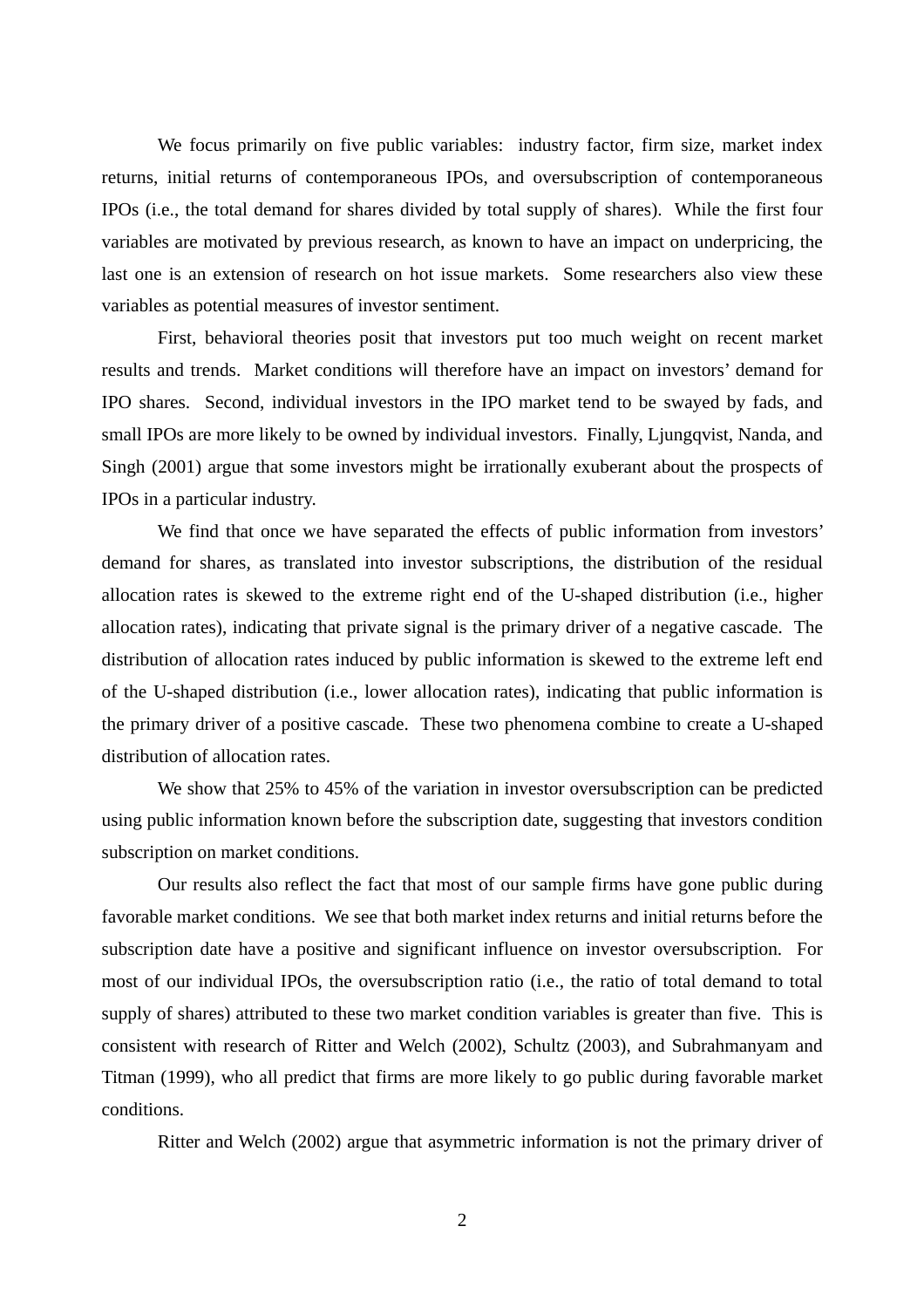We focus primarily on five public variables: industry factor, firm size, market index returns, initial returns of contemporaneous IPOs, and oversubscription of contemporaneous IPOs (i.e., the total demand for shares divided by total supply of shares). While the first four variables are motivated by previous research, as known to have an impact on underpricing, the last one is an extension of research on hot issue markets. Some researchers also view these variables as potential measures of investor sentiment.

First, behavioral theories posit that investors put too much weight on recent market results and trends. Market conditions will therefore have an impact on investors' demand for IPO shares. Second, individual investors in the IPO market tend to be swayed by fads, and small IPOs are more likely to be owned by individual investors. Finally, Ljungqvist, Nanda, and Singh (2001) argue that some investors might be irrationally exuberant about the prospects of IPOs in a particular industry.

We find that once we have separated the effects of public information from investors' demand for shares, as translated into investor subscriptions, the distribution of the residual allocation rates is skewed to the extreme right end of the U-shaped distribution (i.e., higher allocation rates), indicating that private signal is the primary driver of a negative cascade. The distribution of allocation rates induced by public information is skewed to the extreme left end of the U-shaped distribution (i.e., lower allocation rates), indicating that public information is the primary driver of a positive cascade. These two phenomena combine to create a U-shaped distribution of allocation rates.

We show that 25% to 45% of the variation in investor oversubscription can be predicted using public information known before the subscription date, suggesting that investors condition subscription on market conditions.

Our results also reflect the fact that most of our sample firms have gone public during favorable market conditions. We see that both market index returns and initial returns before the subscription date have a positive and significant influence on investor oversubscription. For most of our individual IPOs, the oversubscription ratio (i.e., the ratio of total demand to total supply of shares) attributed to these two market condition variables is greater than five. This is consistent with research of Ritter and Welch (2002), Schultz (2003), and Subrahmanyam and Titman (1999), who all predict that firms are more likely to go public during favorable market conditions.

Ritter and Welch (2002) argue that asymmetric information is not the primary driver of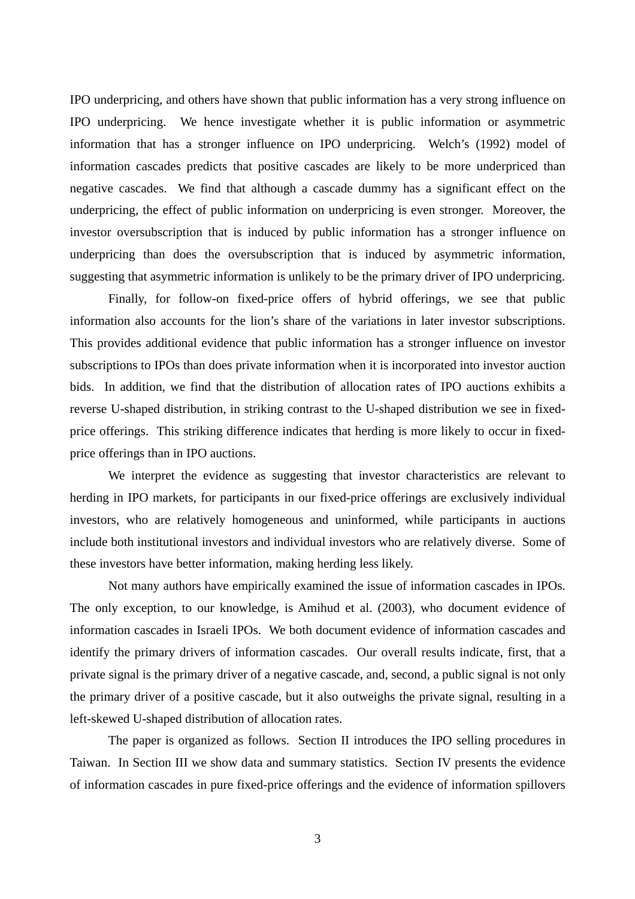IPO underpricing, and others have shown that public information has a very strong influence on IPO underpricing. We hence investigate whether it is public information or asymmetric information that has a stronger influence on IPO underpricing. Welch's (1992) model of information cascades predicts that positive cascades are likely to be more underpriced than negative cascades. We find that although a cascade dummy has a significant effect on the underpricing, the effect of public information on underpricing is even stronger. Moreover, the investor oversubscription that is induced by public information has a stronger influence on underpricing than does the oversubscription that is induced by asymmetric information, suggesting that asymmetric information is unlikely to be the primary driver of IPO underpricing.

Finally, for follow-on fixed-price offers of hybrid offerings, we see that public information also accounts for the lion's share of the variations in later investor subscriptions. This provides additional evidence that public information has a stronger influence on investor subscriptions to IPOs than does private information when it is incorporated into investor auction bids. In addition, we find that the distribution of allocation rates of IPO auctions exhibits a reverse U-shaped distribution, in striking contrast to the U-shaped distribution we see in fixed-price offerings. This striking difference indicates that herding is more likely to occur in fixed-price offerings than in IPO auctions.

We interpret the evidence as suggesting that investor characteristics are relevant to herding in IPO markets, for participants in our fixed-price offerings are exclusively individual investors, who are relatively homogeneous and uninformed, while participants in auctions include both institutional investors and individual investors who are relatively diverse. Some of these investors have better information, making herding less likely.

Not many authors have empirically examined the issue of information cascades in IPOs. The only exception, to our knowledge, is Amihud et al. (2003), who document evidence of information cascades in Israeli IPOs. We both document evidence of information cascades and identify the primary drivers of information cascades. Our overall results indicate, first, that a private signal is the primary driver of a negative cascade, and, second, a public signal is not only the primary driver of a positive cascade, but it also outweighs the private signal, resulting in a left-skewed U-shaped distribution of allocation rates.

The paper is organized as follows. Section II introduces the IPO selling procedures in Taiwan. In Section III we show data and summary statistics. Section IV presents the evidence of information cascades in pure fixed-price offerings and the evidence of information spillovers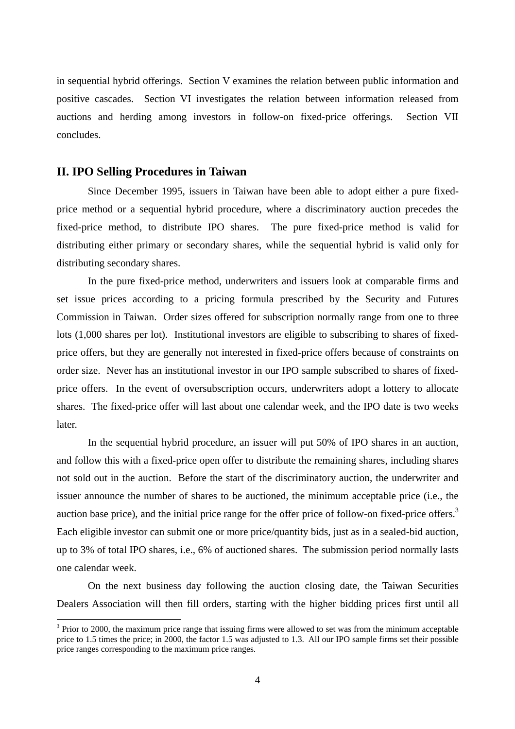in sequential hybrid offerings. Section V examines the relation between public information and positive cascades. Section VI investigates the relation between information released from auctions and herding among investors in follow-on fixed-price offerings. Section VII concludes.

## II. IPO Selling Procedures in Taiwan

Since December 1995, issuers in Taiwan have been able to adopt either a pure fixed-price method or a sequential hybrid procedure, where a discriminatory auction precedes the fixed-price method, to distribute IPO shares. The pure fixed-price method is valid for distributing either primary or secondary shares, while the sequential hybrid is valid only for distributing secondary shares.

In the pure fixed-price method, underwriters and issuers look at comparable firms and set issue prices according to a pricing formula prescribed by the Security and Futures Commission in Taiwan. Order sizes offered for subscription normally range from one to three lots (1,000 shares per lot). Institutional investors are eligible to subscribing to shares of fixed-price offers, but they are generally not interested in fixed-price offers because of constraints on order size. Never has an institutional investor in our IPO sample subscribed to shares of fixed-price offers. In the event of oversubscription occurs, underwriters adopt a lottery to allocate shares. The fixed-price offer will last about one calendar week, and the IPO date is two weeks later.

In the sequential hybrid procedure, an issuer will put 50% of IPO shares in an auction, and follow this with a fixed-price open offer to distribute the remaining shares, including shares not sold out in the auction. Before the start of the discriminatory auction, the underwriter and issuer announce the number of shares to be auctioned, the minimum acceptable price (i.e., the auction base price), and the initial price range for the offer price of follow-on fixed-price offers.[3] Each eligible investor can submit one or more price/quantity bids, just as in a sealed-bid auction, up to 3% of total IPO shares, i.e., 6% of auctioned shares. The submission period normally lasts one calendar week.

On the next business day following the auction closing date, the Taiwan Securities Dealers Association will then fill orders, starting with the higher bidding prices first until all

[3] Prior to 2000, the maximum price range that issuing firms were allowed to set was from the minimum acceptable price to 1.5 times the price; in 2000, the factor 1.5 was adjusted to 1.3. All our IPO sample firms set their possible price ranges corresponding to the maximum price ranges.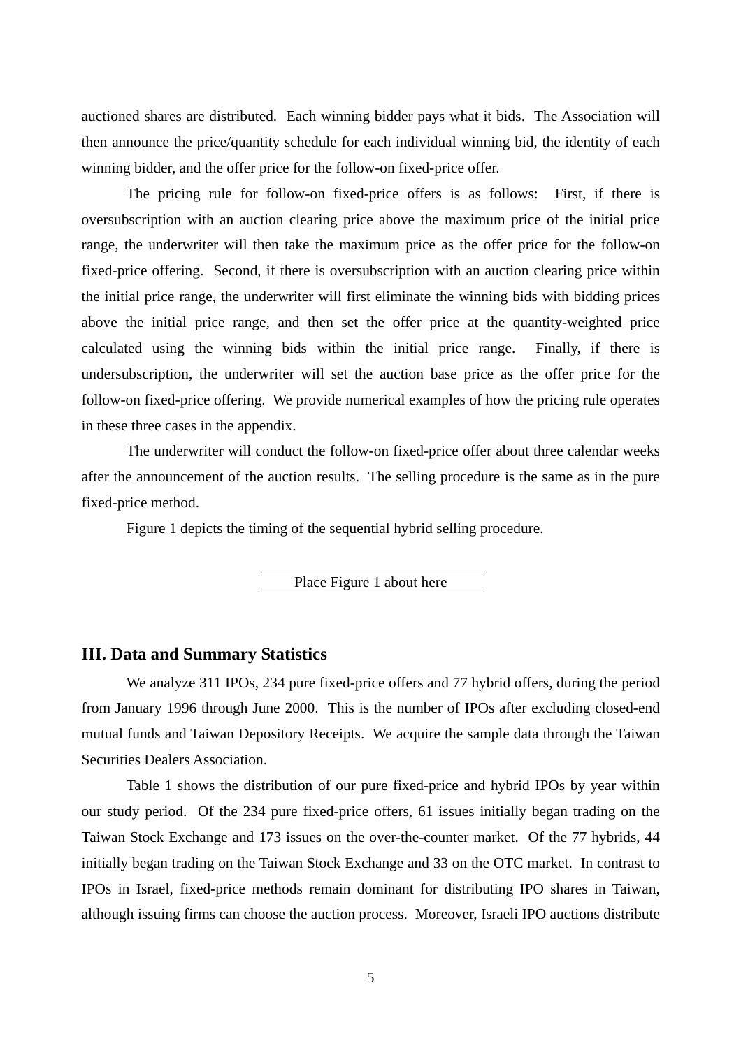auctioned shares are distributed. Each winning bidder pays what it bids. The Association will then announce the price/quantity schedule for each individual winning bid, the identity of each winning bidder, and the offer price for the follow-on fixed-price offer.

The pricing rule for follow-on fixed-price offers is as follows: First, if there is oversubscription with an auction clearing price above the maximum price of the initial price range, the underwriter will then take the maximum price as the offer price for the follow-on fixed-price offering. Second, if there is oversubscription with an auction clearing price within the initial price range, the underwriter will first eliminate the winning bids with bidding prices above the initial price range, and then set the offer price at the quantity-weighted price calculated using the winning bids within the initial price range. Finally, if there is undersubscription, the underwriter will set the auction base price as the offer price for the follow-on fixed-price offering. We provide numerical examples of how the pricing rule operates in these three cases in the appendix.

The underwriter will conduct the follow-on fixed-price offer about three calendar weeks after the announcement of the auction results. The selling procedure is the same as in the pure fixed-price method.

Figure 1 depicts the timing of the sequential hybrid selling procedure.

Place Figure 1 about here

## III. Data and Summary Statistics

We analyze 311 IPOs, 234 pure fixed-price offers and 77 hybrid offers, during the period from January 1996 through June 2000. This is the number of IPOs after excluding closed-end mutual funds and Taiwan Depository Receipts. We acquire the sample data through the Taiwan Securities Dealers Association.

Table 1 shows the distribution of our pure fixed-price and hybrid IPOs by year within our study period. Of the 234 pure fixed-price offers, 61 issues initially began trading on the Taiwan Stock Exchange and 173 issues on the over-the-counter market. Of the 77 hybrids, 44 initially began trading on the Taiwan Stock Exchange and 33 on the OTC market. In contrast to IPOs in Israel, fixed-price methods remain dominant for distributing IPO shares in Taiwan, although issuing firms can choose the auction process. Moreover, Israeli IPO auctions distribute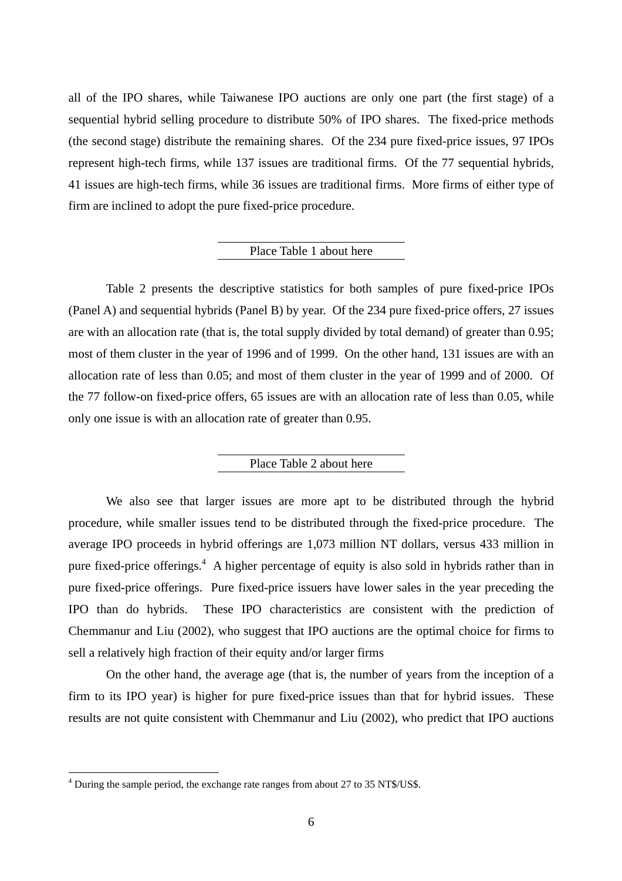all of the IPO shares, while Taiwanese IPO auctions are only one part (the first stage) of a sequential hybrid selling procedure to distribute 50% of IPO shares. The fixed-price methods (the second stage) distribute the remaining shares. Of the 234 pure fixed-price issues, 97 IPOs represent high-tech firms, while 137 issues are traditional firms. Of the 77 sequential hybrids, 41 issues are high-tech firms, while 36 issues are traditional firms. More firms of either type of firm are inclined to adopt the pure fixed-price procedure.

Place Table 1 about here

Table 2 presents the descriptive statistics for both samples of pure fixed-price IPOs (Panel A) and sequential hybrids (Panel B) by year. Of the 234 pure fixed-price offers, 27 issues are with an allocation rate (that is, the total supply divided by total demand) of greater than 0.95; most of them cluster in the year of 1996 and of 1999. On the other hand, 131 issues are with an allocation rate of less than 0.05; and most of them cluster in the year of 1999 and of 2000. Of the 77 follow-on fixed-price offers, 65 issues are with an allocation rate of less than 0.05, while only one issue is with an allocation rate of greater than 0.95.

Place Table 2 about here

We also see that larger issues are more apt to be distributed through the hybrid procedure, while smaller issues tend to be distributed through the fixed-price procedure. The average IPO proceeds in hybrid offerings are 1,073 million NT dollars, versus 433 million in pure fixed-price offerings.[4] A higher percentage of equity is also sold in hybrids rather than in pure fixed-price offerings. Pure fixed-price issuers have lower sales in the year preceding the IPO than do hybrids. These IPO characteristics are consistent with the prediction of Chemmanur and Liu (2002), who suggest that IPO auctions are the optimal choice for firms to sell a relatively high fraction of their equity and/or larger firms

On the other hand, the average age (that is, the number of years from the inception of a firm to its IPO year) is higher for pure fixed-price issues than that for hybrid issues. These results are not quite consistent with Chemmanur and Liu (2002), who predict that IPO auctions

[4] During the sample period, the exchange rate ranges from about 27 to 35 NT$/US$.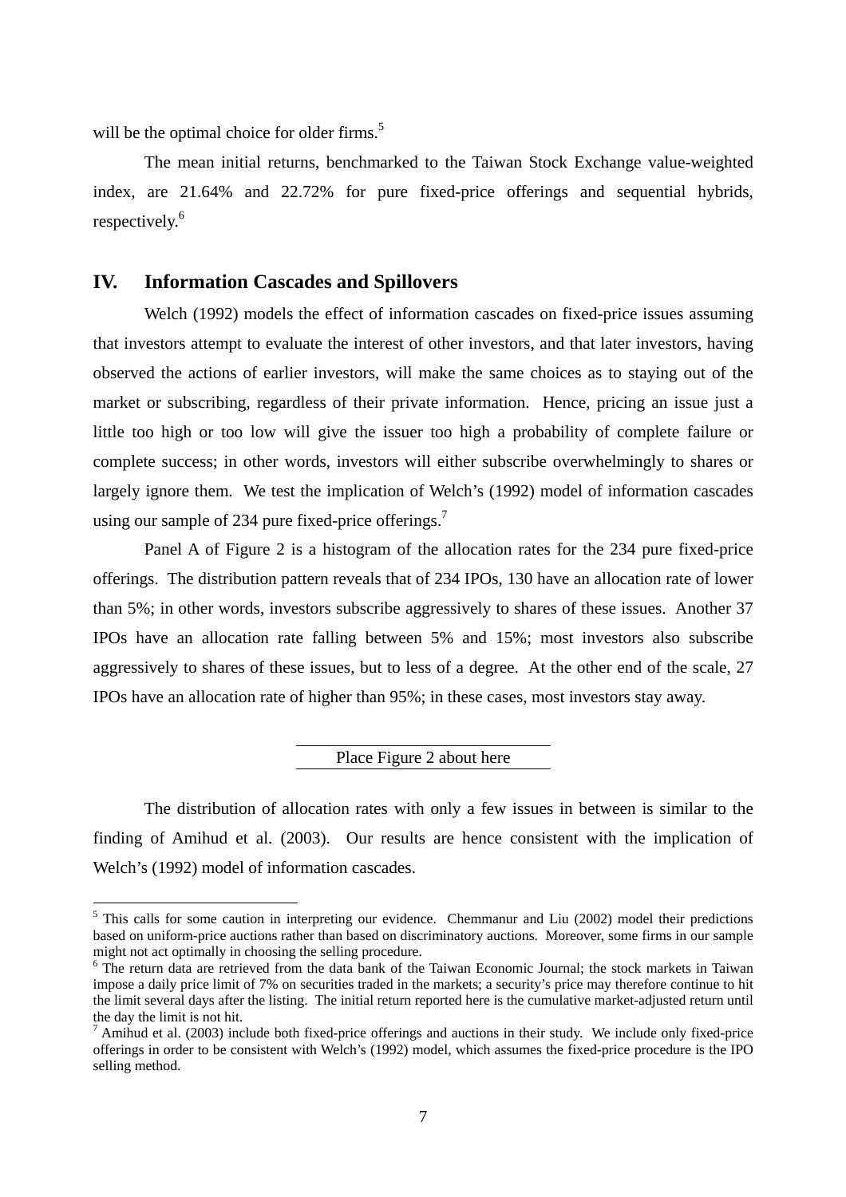will be the optimal choice for older firms.[5]

The mean initial returns, benchmarked to the Taiwan Stock Exchange value-weighted index, are 21.64% and 22.72% for pure fixed-price offerings and sequential hybrids, respectively.[6]

## IV. Information Cascades and Spillovers

Welch (1992) models the effect of information cascades on fixed-price issues assuming that investors attempt to evaluate the interest of other investors, and that later investors, having observed the actions of earlier investors, will make the same choices as to staying out of the market or subscribing, regardless of their private information. Hence, pricing an issue just a little too high or too low will give the issuer too high a probability of complete failure or complete success; in other words, investors will either subscribe overwhelmingly to shares or largely ignore them. We test the implication of Welch's (1992) model of information cascades using our sample of 234 pure fixed-price offerings.[7]

Panel A of Figure 2 is a histogram of the allocation rates for the 234 pure fixed-price offerings. The distribution pattern reveals that of 234 IPOs, 130 have an allocation rate of lower than 5%; in other words, investors subscribe aggressively to shares of these issues. Another 37 IPOs have an allocation rate falling between 5% and 15%; most investors also subscribe aggressively to shares of these issues, but to less of a degree. At the other end of the scale, 27 IPOs have an allocation rate of higher than 95%; in these cases, most investors stay away.

Place Figure 2 about here

The distribution of allocation rates with only a few issues in between is similar to the finding of Amihud et al. (2003). Our results are hence consistent with the implication of Welch's (1992) model of information cascades.

---

[5] This calls for some caution in interpreting our evidence. Chemmanur and Liu (2002) model their predictions based on uniform-price auctions rather than based on discriminatory auctions. Moreover, some firms in our sample might not act optimally in choosing the selling procedure.

[6] The return data are retrieved from the data bank of the Taiwan Economic Journal; the stock markets in Taiwan impose a daily price limit of 7% on securities traded in the markets; a security's price may therefore continue to hit the limit several days after the listing. The initial return reported here is the cumulative market-adjusted return until the day the limit is not hit.

[7] Amihud et al. (2003) include both fixed-price offerings and auctions in their study. We include only fixed-price offerings in order to be consistent with Welch's (1992) model, which assumes the fixed-price procedure is the IPO selling method.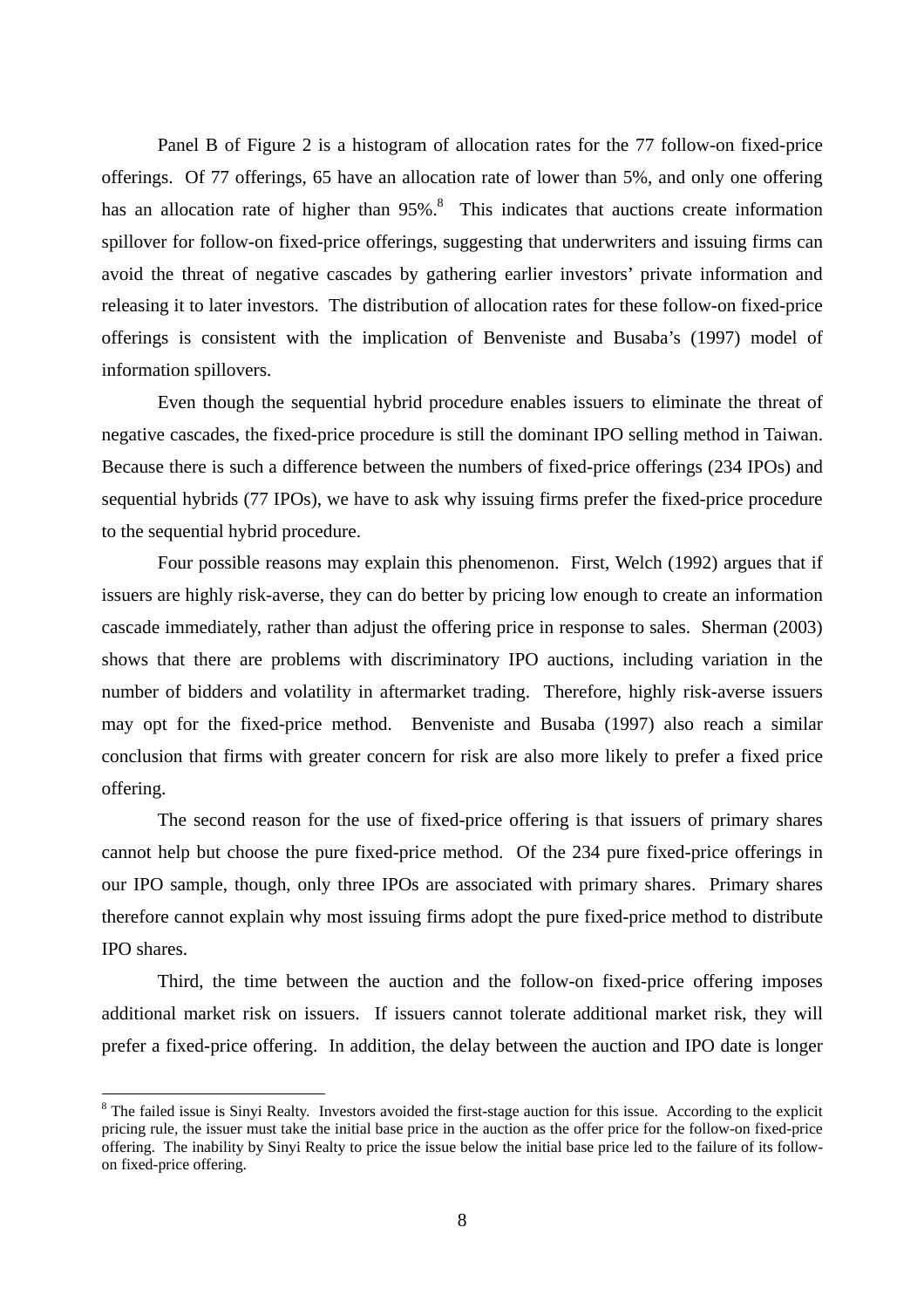Panel B of Figure 2 is a histogram of allocation rates for the 77 follow-on fixed-price offerings. Of 77 offerings, 65 have an allocation rate of lower than 5%, and only one offering has an allocation rate of higher than 95%.[8] This indicates that auctions create information spillover for follow-on fixed-price offerings, suggesting that underwriters and issuing firms can avoid the threat of negative cascades by gathering earlier investors' private information and releasing it to later investors. The distribution of allocation rates for these follow-on fixed-price offerings is consistent with the implication of Benveniste and Busaba's (1997) model of information spillovers.

Even though the sequential hybrid procedure enables issuers to eliminate the threat of negative cascades, the fixed-price procedure is still the dominant IPO selling method in Taiwan. Because there is such a difference between the numbers of fixed-price offerings (234 IPOs) and sequential hybrids (77 IPOs), we have to ask why issuing firms prefer the fixed-price procedure to the sequential hybrid procedure.

Four possible reasons may explain this phenomenon. First, Welch (1992) argues that if issuers are highly risk-averse, they can do better by pricing low enough to create an information cascade immediately, rather than adjust the offering price in response to sales. Sherman (2003) shows that there are problems with discriminatory IPO auctions, including variation in the number of bidders and volatility in aftermarket trading. Therefore, highly risk-averse issuers may opt for the fixed-price method. Benveniste and Busaba (1997) also reach a similar conclusion that firms with greater concern for risk are also more likely to prefer a fixed price offering.

The second reason for the use of fixed-price offering is that issuers of primary shares cannot help but choose the pure fixed-price method. Of the 234 pure fixed-price offerings in our IPO sample, though, only three IPOs are associated with primary shares. Primary shares therefore cannot explain why most issuing firms adopt the pure fixed-price method to distribute IPO shares.

Third, the time between the auction and the follow-on fixed-price offering imposes additional market risk on issuers. If issuers cannot tolerate additional market risk, they will prefer a fixed-price offering. In addition, the delay between the auction and IPO date is longer

[8] The failed issue is Sinyi Realty. Investors avoided the first-stage auction for this issue. According to the explicit pricing rule, the issuer must take the initial base price in the auction as the offer price for the follow-on fixed-price offering. The inability by Sinyi Realty to price the issue below the initial base price led to the failure of its follow-on fixed-price offering.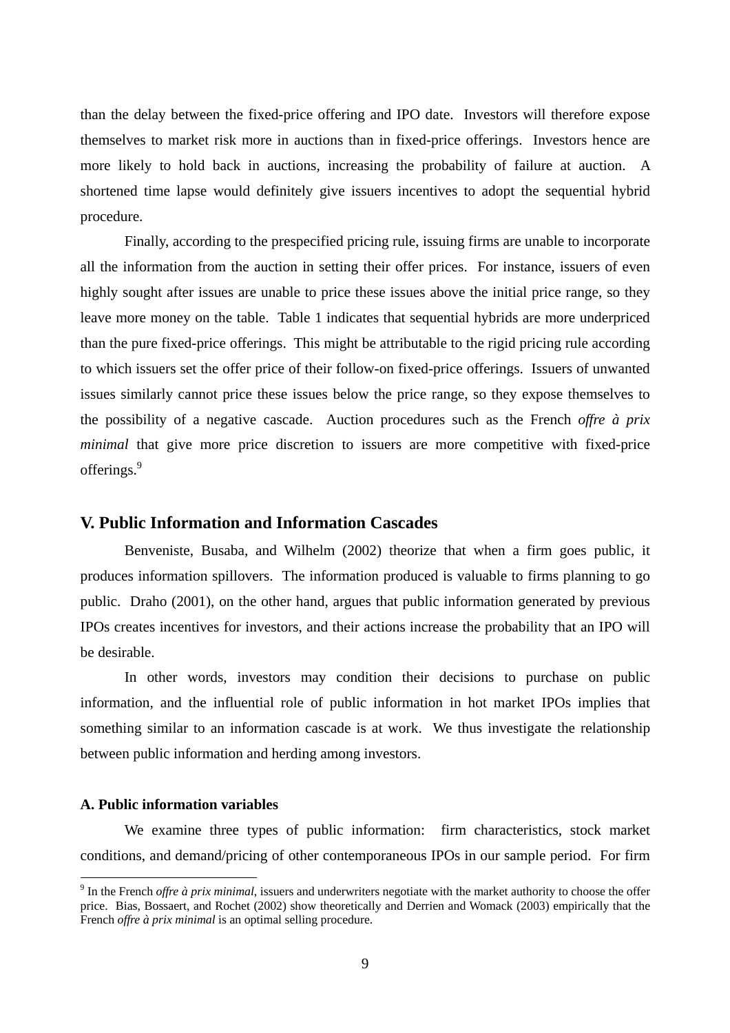than the delay between the fixed-price offering and IPO date. Investors will therefore expose themselves to market risk more in auctions than in fixed-price offerings. Investors hence are more likely to hold back in auctions, increasing the probability of failure at auction. A shortened time lapse would definitely give issuers incentives to adopt the sequential hybrid procedure.

Finally, according to the prespecified pricing rule, issuing firms are unable to incorporate all the information from the auction in setting their offer prices. For instance, issuers of even highly sought after issues are unable to price these issues above the initial price range, so they leave more money on the table. Table 1 indicates that sequential hybrids are more underpriced than the pure fixed-price offerings. This might be attributable to the rigid pricing rule according to which issuers set the offer price of their follow-on fixed-price offerings. Issuers of unwanted issues similarly cannot price these issues below the price range, so they expose themselves to the possibility of a negative cascade. Auction procedures such as the French *offre à prix minimal* that give more price discretion to issuers are more competitive with fixed-price offerings.[9]

## V. Public Information and Information Cascades

Benveniste, Busaba, and Wilhelm (2002) theorize that when a firm goes public, it produces information spillovers. The information produced is valuable to firms planning to go public. Draho (2001), on the other hand, argues that public information generated by previous IPOs creates incentives for investors, and their actions increase the probability that an IPO will be desirable.

In other words, investors may condition their decisions to purchase on public information, and the influential role of public information in hot market IPOs implies that something similar to an information cascade is at work. We thus investigate the relationship between public information and herding among investors.

### A. Public information variables

We examine three types of public information: firm characteristics, stock market conditions, and demand/pricing of other contemporaneous IPOs in our sample period. For firm

[9] In the French *offre à prix minimal*, issuers and underwriters negotiate with the market authority to choose the offer price. Bias, Bossaert, and Rochet (2002) show theoretically and Derrien and Womack (2003) empirically that the French *offre à prix minimal* is an optimal selling procedure.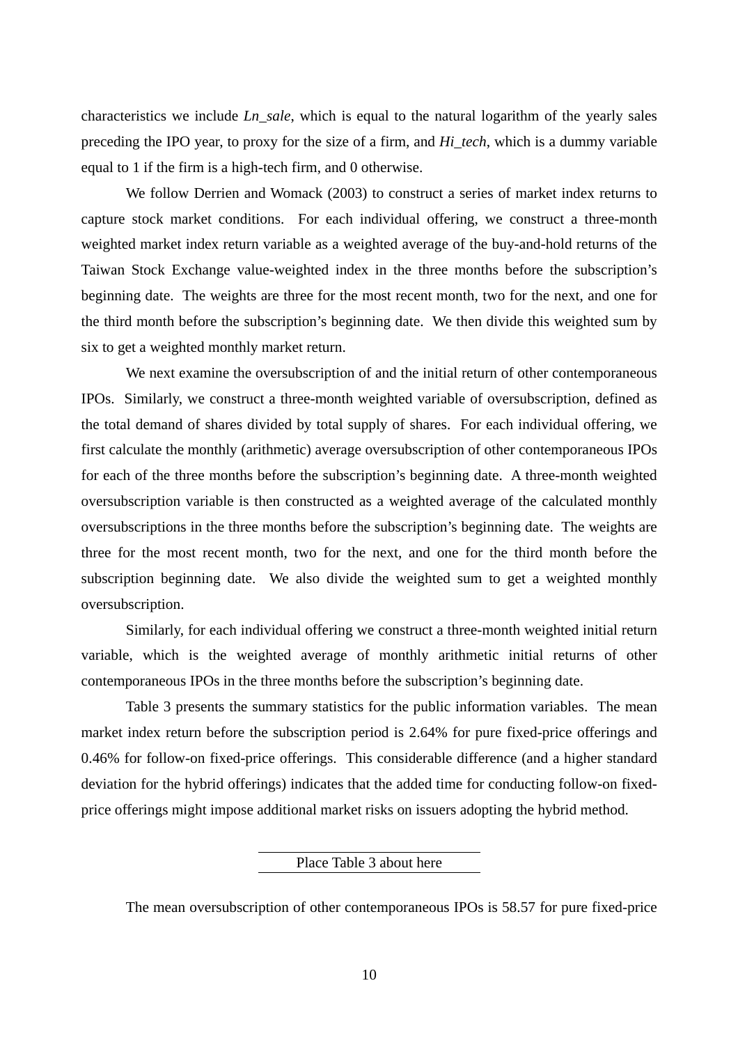characteristics we include *Ln_sale*, which is equal to the natural logarithm of the yearly sales preceding the IPO year, to proxy for the size of a firm, and *Hi_tech*, which is a dummy variable equal to 1 if the firm is a high-tech firm, and 0 otherwise.

We follow Derrien and Womack (2003) to construct a series of market index returns to capture stock market conditions. For each individual offering, we construct a three-month weighted market index return variable as a weighted average of the buy-and-hold returns of the Taiwan Stock Exchange value-weighted index in the three months before the subscription's beginning date. The weights are three for the most recent month, two for the next, and one for the third month before the subscription's beginning date. We then divide this weighted sum by six to get a weighted monthly market return.

We next examine the oversubscription of and the initial return of other contemporaneous IPOs. Similarly, we construct a three-month weighted variable of oversubscription, defined as the total demand of shares divided by total supply of shares. For each individual offering, we first calculate the monthly (arithmetic) average oversubscription of other contemporaneous IPOs for each of the three months before the subscription's beginning date. A three-month weighted oversubscription variable is then constructed as a weighted average of the calculated monthly oversubscriptions in the three months before the subscription's beginning date. The weights are three for the most recent month, two for the next, and one for the third month before the subscription beginning date. We also divide the weighted sum to get a weighted monthly oversubscription.

Similarly, for each individual offering we construct a three-month weighted initial return variable, which is the weighted average of monthly arithmetic initial returns of other contemporaneous IPOs in the three months before the subscription's beginning date.

Table 3 presents the summary statistics for the public information variables. The mean market index return before the subscription period is 2.64% for pure fixed-price offerings and 0.46% for follow-on fixed-price offerings. This considerable difference (and a higher standard deviation for the hybrid offerings) indicates that the added time for conducting follow-on fixed-price offerings might impose additional market risks on issuers adopting the hybrid method.

Place Table 3 about here

The mean oversubscription of other contemporaneous IPOs is 58.57 for pure fixed-price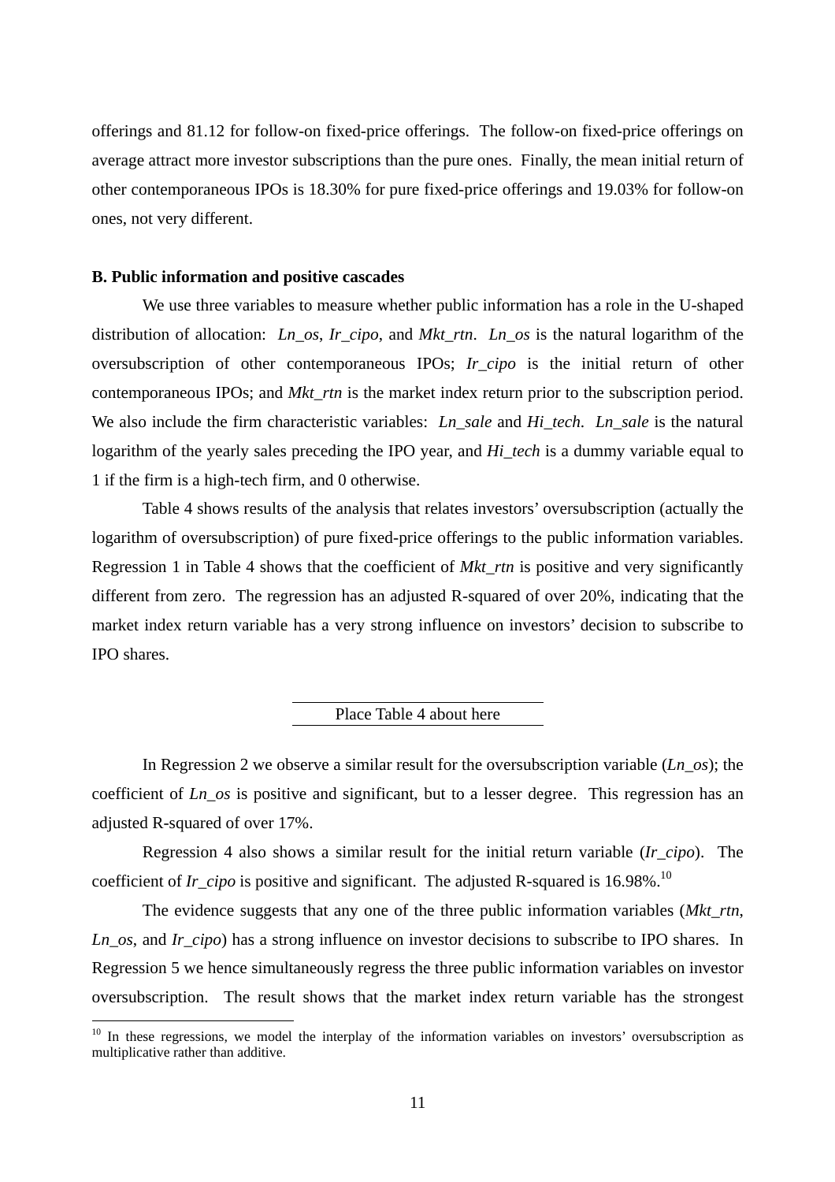offerings and 81.12 for follow-on fixed-price offerings. The follow-on fixed-price offerings on average attract more investor subscriptions than the pure ones. Finally, the mean initial return of other contemporaneous IPOs is 18.30% for pure fixed-price offerings and 19.03% for follow-on ones, not very different.

**B. Public information and positive cascades**

We use three variables to measure whether public information has a role in the U-shaped distribution of allocation: *Ln_os*, *Ir_cipo*, and *Mkt_rtn*. *Ln_os* is the natural logarithm of the oversubscription of other contemporaneous IPOs; *Ir_cipo* is the initial return of other contemporaneous IPOs; and *Mkt_rtn* is the market index return prior to the subscription period. We also include the firm characteristic variables: *Ln_sale* and *Hi_tech*. *Ln_sale* is the natural logarithm of the yearly sales preceding the IPO year, and *Hi_tech* is a dummy variable equal to 1 if the firm is a high-tech firm, and 0 otherwise.

Table 4 shows results of the analysis that relates investors' oversubscription (actually the logarithm of oversubscription) of pure fixed-price offerings to the public information variables. Regression 1 in Table 4 shows that the coefficient of *Mkt_rtn* is positive and very significantly different from zero. The regression has an adjusted R-squared of over 20%, indicating that the market index return variable has a very strong influence on investors' decision to subscribe to IPO shares.

Place Table 4 about here

In Regression 2 we observe a similar result for the oversubscription variable (*Ln_os*); the coefficient of *Ln_os* is positive and significant, but to a lesser degree. This regression has an adjusted R-squared of over 17%.

Regression 4 also shows a similar result for the initial return variable (*Ir_cipo*). The coefficient of *Ir_cipo* is positive and significant. The adjusted R-squared is 16.98%.[10]

The evidence suggests that any one of the three public information variables (*Mkt_rtn*, *Ln_os*, and *Ir_cipo*) has a strong influence on investor decisions to subscribe to IPO shares. In Regression 5 we hence simultaneously regress the three public information variables on investor oversubscription. The result shows that the market index return variable has the strongest

[10] In these regressions, we model the interplay of the information variables on investors' oversubscription as multiplicative rather than additive.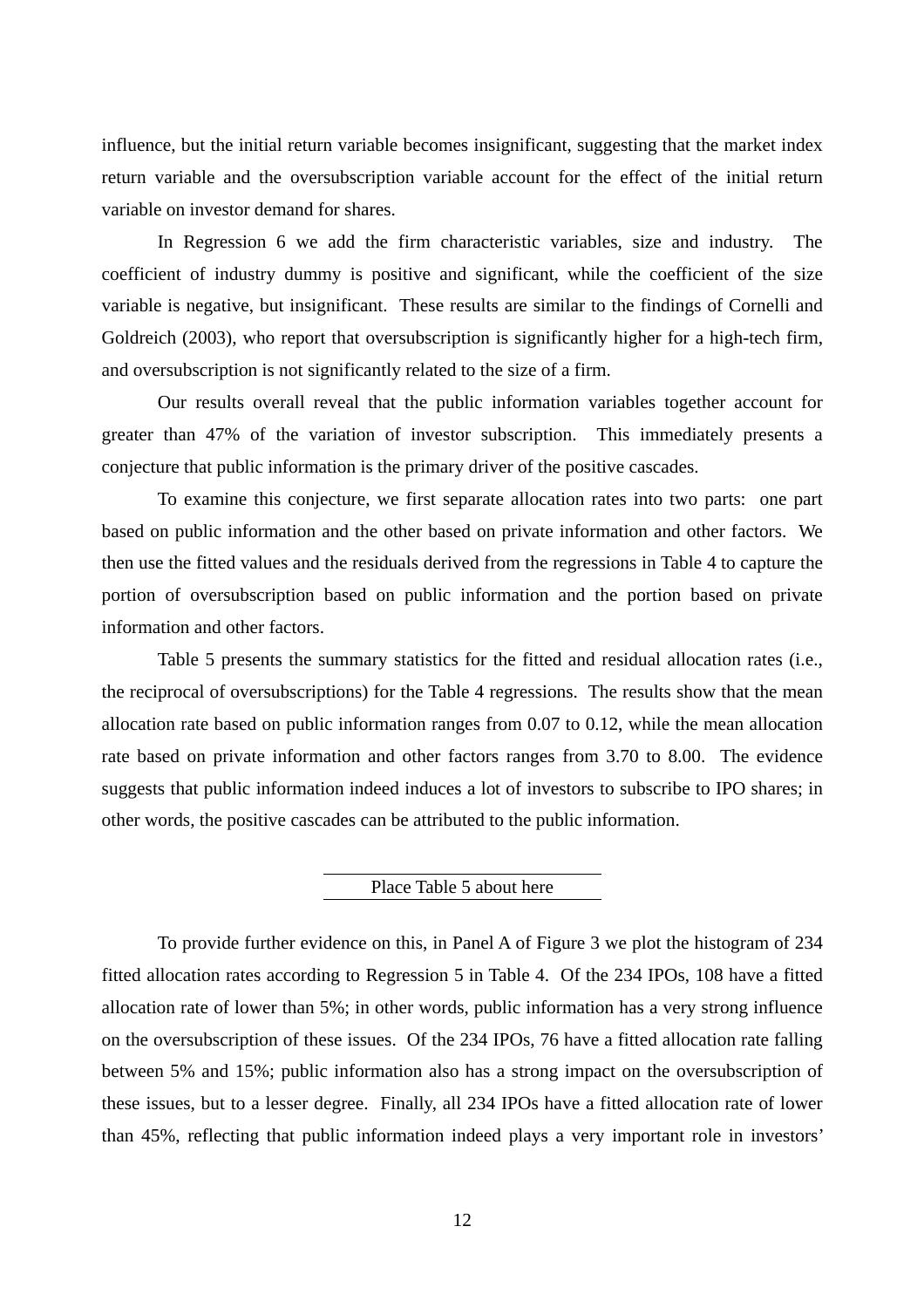influence, but the initial return variable becomes insignificant, suggesting that the market index return variable and the oversubscription variable account for the effect of the initial return variable on investor demand for shares.

In Regression 6 we add the firm characteristic variables, size and industry. The coefficient of industry dummy is positive and significant, while the coefficient of the size variable is negative, but insignificant. These results are similar to the findings of Cornelli and Goldreich (2003), who report that oversubscription is significantly higher for a high-tech firm, and oversubscription is not significantly related to the size of a firm.

Our results overall reveal that the public information variables together account for greater than 47% of the variation of investor subscription. This immediately presents a conjecture that public information is the primary driver of the positive cascades.

To examine this conjecture, we first separate allocation rates into two parts: one part based on public information and the other based on private information and other factors. We then use the fitted values and the residuals derived from the regressions in Table 4 to capture the portion of oversubscription based on public information and the portion based on private information and other factors.

Table 5 presents the summary statistics for the fitted and residual allocation rates (i.e., the reciprocal of oversubscriptions) for the Table 4 regressions. The results show that the mean allocation rate based on public information ranges from 0.07 to 0.12, while the mean allocation rate based on private information and other factors ranges from 3.70 to 8.00. The evidence suggests that public information indeed induces a lot of investors to subscribe to IPO shares; in other words, the positive cascades can be attributed to the public information.

Place Table 5 about here

To provide further evidence on this, in Panel A of Figure 3 we plot the histogram of 234 fitted allocation rates according to Regression 5 in Table 4. Of the 234 IPOs, 108 have a fitted allocation rate of lower than 5%; in other words, public information has a very strong influence on the oversubscription of these issues. Of the 234 IPOs, 76 have a fitted allocation rate falling between 5% and 15%; public information also has a strong impact on the oversubscription of these issues, but to a lesser degree. Finally, all 234 IPOs have a fitted allocation rate of lower than 45%, reflecting that public information indeed plays a very important role in investors'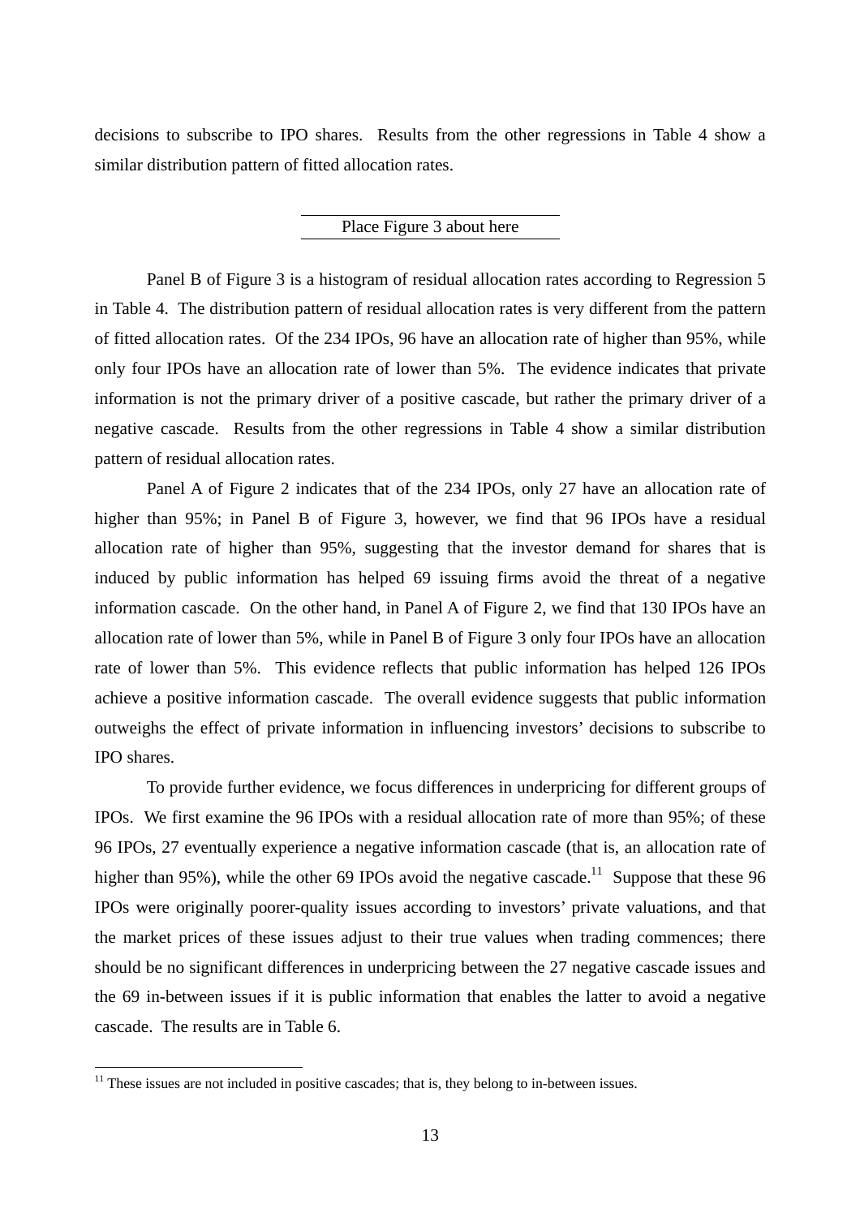decisions to subscribe to IPO shares. Results from the other regressions in Table 4 show a similar distribution pattern of fitted allocation rates.

Place Figure 3 about here

Panel B of Figure 3 is a histogram of residual allocation rates according to Regression 5 in Table 4. The distribution pattern of residual allocation rates is very different from the pattern of fitted allocation rates. Of the 234 IPOs, 96 have an allocation rate of higher than 95%, while only four IPOs have an allocation rate of lower than 5%. The evidence indicates that private information is not the primary driver of a positive cascade, but rather the primary driver of a negative cascade. Results from the other regressions in Table 4 show a similar distribution pattern of residual allocation rates.

Panel A of Figure 2 indicates that of the 234 IPOs, only 27 have an allocation rate of higher than 95%; in Panel B of Figure 3, however, we find that 96 IPOs have a residual allocation rate of higher than 95%, suggesting that the investor demand for shares that is induced by public information has helped 69 issuing firms avoid the threat of a negative information cascade. On the other hand, in Panel A of Figure 2, we find that 130 IPOs have an allocation rate of lower than 5%, while in Panel B of Figure 3 only four IPOs have an allocation rate of lower than 5%. This evidence reflects that public information has helped 126 IPOs achieve a positive information cascade. The overall evidence suggests that public information outweighs the effect of private information in influencing investors' decisions to subscribe to IPO shares.

To provide further evidence, we focus differences in underpricing for different groups of IPOs. We first examine the 96 IPOs with a residual allocation rate of more than 95%; of these 96 IPOs, 27 eventually experience a negative information cascade (that is, an allocation rate of higher than 95%), while the other 69 IPOs avoid the negative cascade.[11] Suppose that these 96 IPOs were originally poorer-quality issues according to investors' private valuations, and that the market prices of these issues adjust to their true values when trading commences; there should be no significant differences in underpricing between the 27 negative cascade issues and the 69 in-between issues if it is public information that enables the latter to avoid a negative cascade. The results are in Table 6.

[11] These issues are not included in positive cascades; that is, they belong to in-between issues.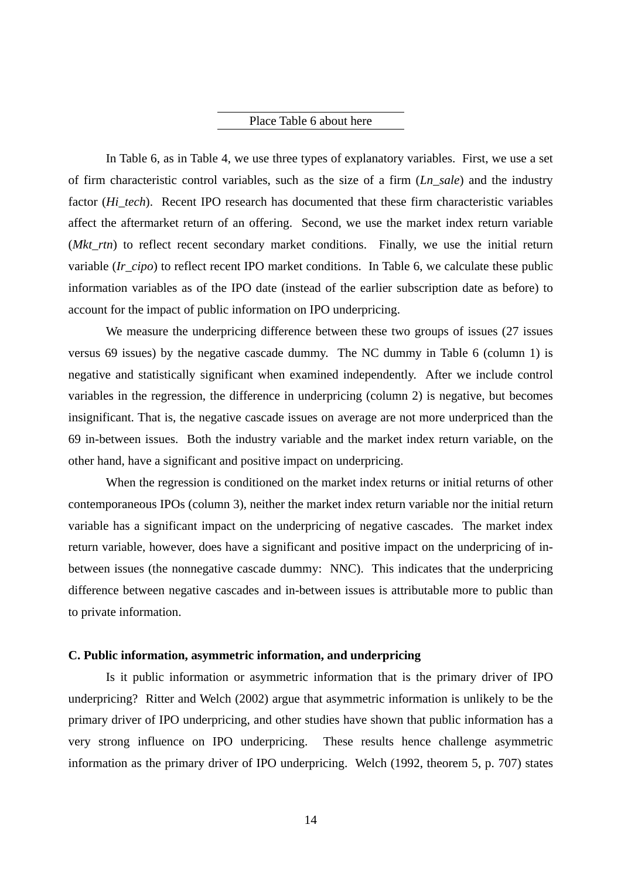Place Table 6 about here

In Table 6, as in Table 4, we use three types of explanatory variables. First, we use a set of firm characteristic control variables, such as the size of a firm (*Ln_sale*) and the industry factor (*Hi_tech*). Recent IPO research has documented that these firm characteristic variables affect the aftermarket return of an offering. Second, we use the market index return variable (*Mkt_rtn*) to reflect recent secondary market conditions. Finally, we use the initial return variable (*Ir_cipo*) to reflect recent IPO market conditions. In Table 6, we calculate these public information variables as of the IPO date (instead of the earlier subscription date as before) to account for the impact of public information on IPO underpricing.

We measure the underpricing difference between these two groups of issues (27 issues versus 69 issues) by the negative cascade dummy. The NC dummy in Table 6 (column 1) is negative and statistically significant when examined independently. After we include control variables in the regression, the difference in underpricing (column 2) is negative, but becomes insignificant. That is, the negative cascade issues on average are not more underpriced than the 69 in-between issues. Both the industry variable and the market index return variable, on the other hand, have a significant and positive impact on underpricing.

When the regression is conditioned on the market index returns or initial returns of other contemporaneous IPOs (column 3), neither the market index return variable nor the initial return variable has a significant impact on the underpricing of negative cascades. The market index return variable, however, does have a significant and positive impact on the underpricing of in-between issues (the nonnegative cascade dummy: NNC). This indicates that the underpricing difference between negative cascades and in-between issues is attributable more to public than to private information.

**C. Public information, asymmetric information, and underpricing**

Is it public information or asymmetric information that is the primary driver of IPO underpricing? Ritter and Welch (2002) argue that asymmetric information is unlikely to be the primary driver of IPO underpricing, and other studies have shown that public information has a very strong influence on IPO underpricing. These results hence challenge asymmetric information as the primary driver of IPO underpricing. Welch (1992, theorem 5, p. 707) states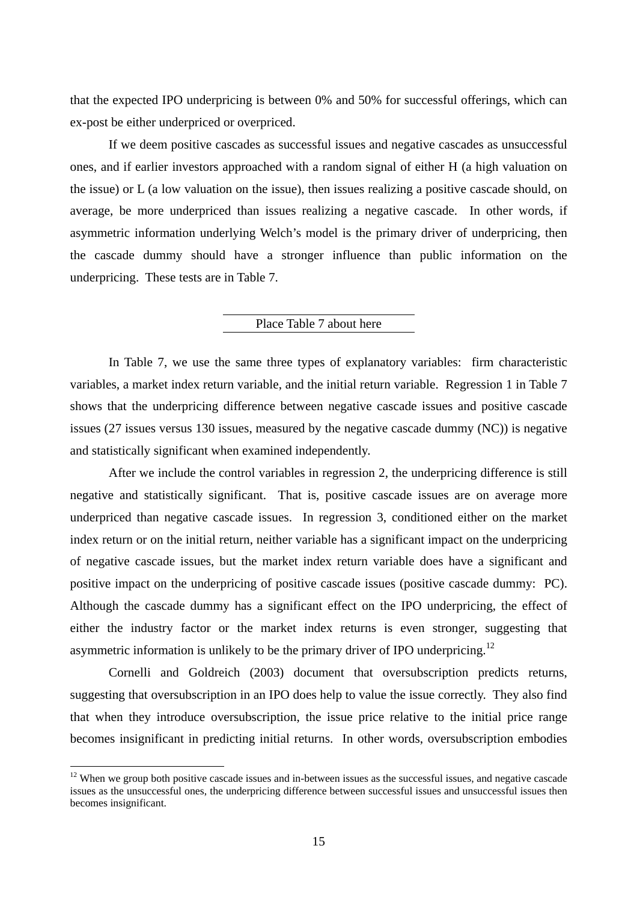that the expected IPO underpricing is between 0% and 50% for successful offerings, which can ex-post be either underpriced or overpriced.

If we deem positive cascades as successful issues and negative cascades as unsuccessful ones, and if earlier investors approached with a random signal of either H (a high valuation on the issue) or L (a low valuation on the issue), then issues realizing a positive cascade should, on average, be more underpriced than issues realizing a negative cascade. In other words, if asymmetric information underlying Welch's model is the primary driver of underpricing, then the cascade dummy should have a stronger influence than public information on the underpricing. These tests are in Table 7.

Place Table 7 about here

In Table 7, we use the same three types of explanatory variables: firm characteristic variables, a market index return variable, and the initial return variable. Regression 1 in Table 7 shows that the underpricing difference between negative cascade issues and positive cascade issues (27 issues versus 130 issues, measured by the negative cascade dummy (NC)) is negative and statistically significant when examined independently.

After we include the control variables in regression 2, the underpricing difference is still negative and statistically significant. That is, positive cascade issues are on average more underpriced than negative cascade issues. In regression 3, conditioned either on the market index return or on the initial return, neither variable has a significant impact on the underpricing of negative cascade issues, but the market index return variable does have a significant and positive impact on the underpricing of positive cascade issues (positive cascade dummy: PC). Although the cascade dummy has a significant effect on the IPO underpricing, the effect of either the industry factor or the market index returns is even stronger, suggesting that asymmetric information is unlikely to be the primary driver of IPO underpricing.[12]

Cornelli and Goldreich (2003) document that oversubscription predicts returns, suggesting that oversubscription in an IPO does help to value the issue correctly. They also find that when they introduce oversubscription, the issue price relative to the initial price range becomes insignificant in predicting initial returns. In other words, oversubscription embodies

[12] When we group both positive cascade issues and in-between issues as the successful issues, and negative cascade issues as the unsuccessful ones, the underpricing difference between successful issues and unsuccessful issues then becomes insignificant.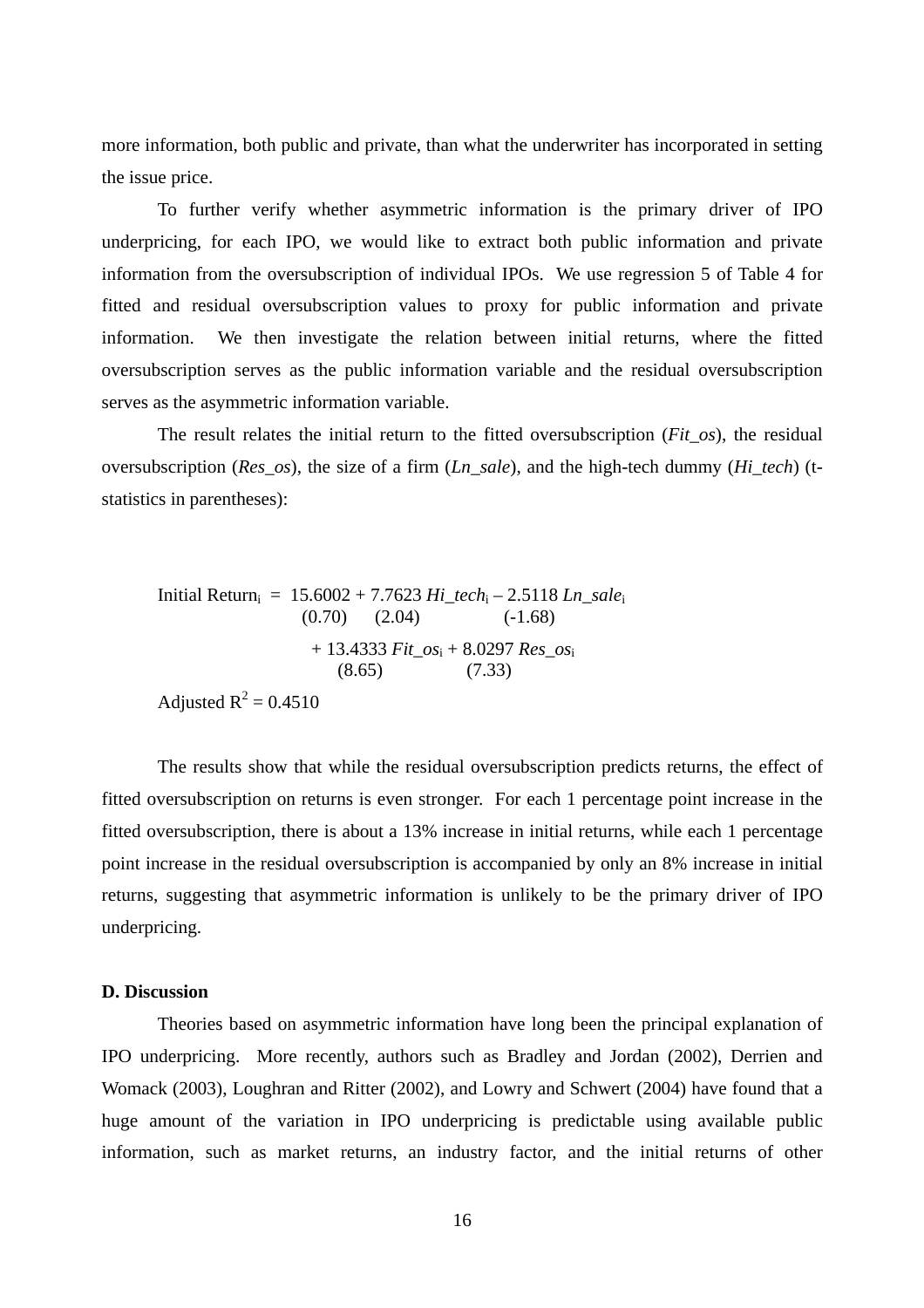more information, both public and private, than what the underwriter has incorporated in setting the issue price.

To further verify whether asymmetric information is the primary driver of IPO underpricing, for each IPO, we would like to extract both public information and private information from the oversubscription of individual IPOs. We use regression 5 of Table 4 for fitted and residual oversubscription values to proxy for public information and private information. We then investigate the relation between initial returns, where the fitted oversubscription serves as the public information variable and the residual oversubscription serves as the asymmetric information variable.

The result relates the initial return to the fitted oversubscription (*Fit_os*), the residual oversubscription (*Res_os*), the size of a firm (*Ln_sale*), and the high-tech dummy (*Hi_tech*) (t-statistics in parentheses):

$$
\begin{aligned}
\text{Initial Return}_i = \; & \underset{(0.70)}{15.6002} + \underset{(2.04)}{7.7623}\, Hi\_tech_i - \underset{(-1.68)}{2.5118}\, Ln\_sale_i \\
& + \underset{(8.65)}{13.4333}\, Fit\_os_i + \underset{(7.33)}{8.0297}\, Res\_os_i
\end{aligned}
$$

Adjusted $R^2 = 0.4510$

The results show that while the residual oversubscription predicts returns, the effect of fitted oversubscription on returns is even stronger. For each 1 percentage point increase in the fitted oversubscription, there is about a 13% increase in initial returns, while each 1 percentage point increase in the residual oversubscription is accompanied by only an 8% increase in initial returns, suggesting that asymmetric information is unlikely to be the primary driver of IPO underpricing.

**D. Discussion**

Theories based on asymmetric information have long been the principal explanation of IPO underpricing. More recently, authors such as Bradley and Jordan (2002), Derrien and Womack (2003), Loughran and Ritter (2002), and Lowry and Schwert (2004) have found that a huge amount of the variation in IPO underpricing is predictable using available public information, such as market returns, an industry factor, and the initial returns of other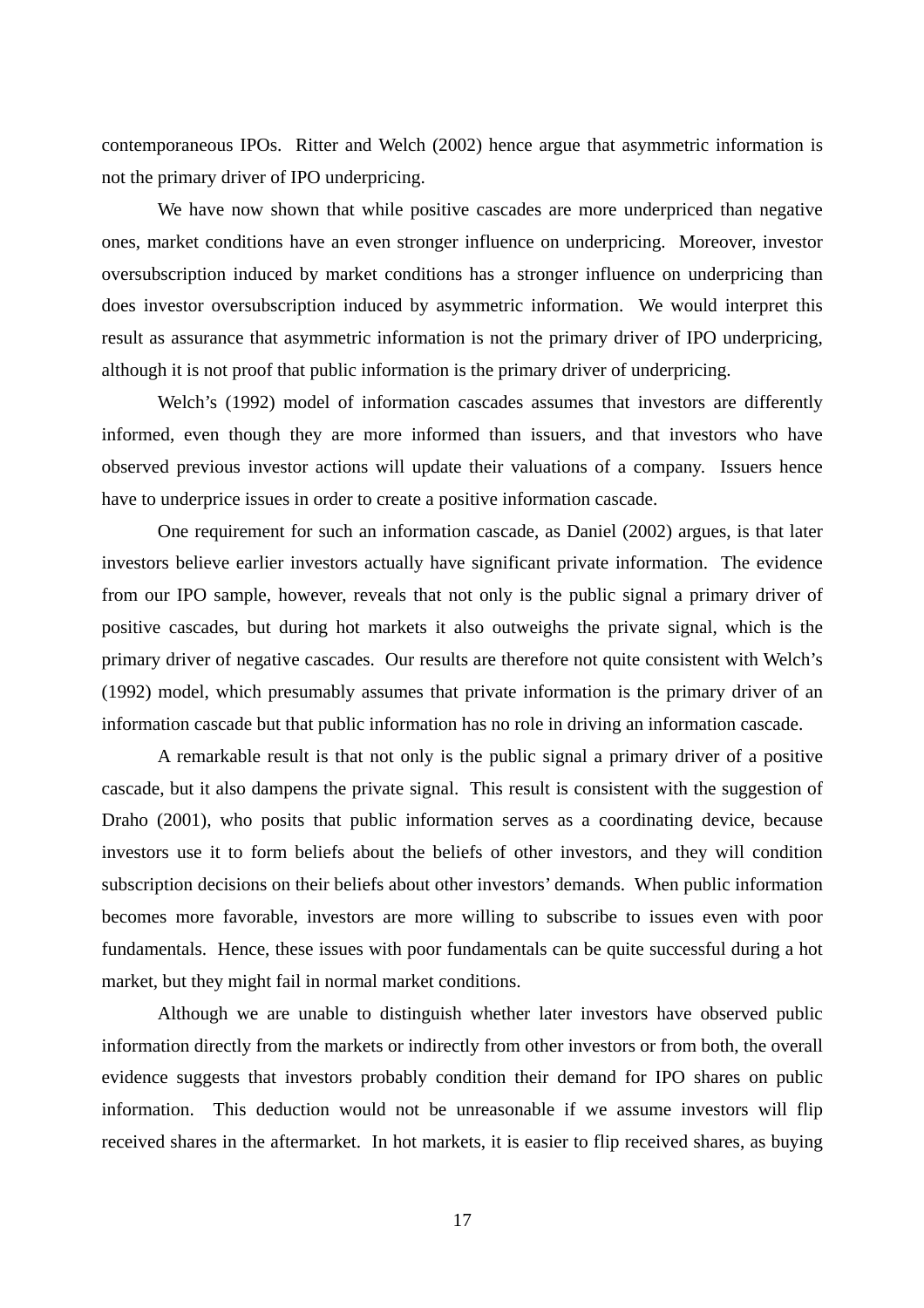contemporaneous IPOs. Ritter and Welch (2002) hence argue that asymmetric information is not the primary driver of IPO underpricing.

We have now shown that while positive cascades are more underpriced than negative ones, market conditions have an even stronger influence on underpricing. Moreover, investor oversubscription induced by market conditions has a stronger influence on underpricing than does investor oversubscription induced by asymmetric information. We would interpret this result as assurance that asymmetric information is not the primary driver of IPO underpricing, although it is not proof that public information is the primary driver of underpricing.

Welch's (1992) model of information cascades assumes that investors are differently informed, even though they are more informed than issuers, and that investors who have observed previous investor actions will update their valuations of a company. Issuers hence have to underprice issues in order to create a positive information cascade.

One requirement for such an information cascade, as Daniel (2002) argues, is that later investors believe earlier investors actually have significant private information. The evidence from our IPO sample, however, reveals that not only is the public signal a primary driver of positive cascades, but during hot markets it also outweighs the private signal, which is the primary driver of negative cascades. Our results are therefore not quite consistent with Welch's (1992) model, which presumably assumes that private information is the primary driver of an information cascade but that public information has no role in driving an information cascade.

A remarkable result is that not only is the public signal a primary driver of a positive cascade, but it also dampens the private signal. This result is consistent with the suggestion of Draho (2001), who posits that public information serves as a coordinating device, because investors use it to form beliefs about the beliefs of other investors, and they will condition subscription decisions on their beliefs about other investors' demands. When public information becomes more favorable, investors are more willing to subscribe to issues even with poor fundamentals. Hence, these issues with poor fundamentals can be quite successful during a hot market, but they might fail in normal market conditions.

Although we are unable to distinguish whether later investors have observed public information directly from the markets or indirectly from other investors or from both, the overall evidence suggests that investors probably condition their demand for IPO shares on public information. This deduction would not be unreasonable if we assume investors will flip received shares in the aftermarket. In hot markets, it is easier to flip received shares, as buying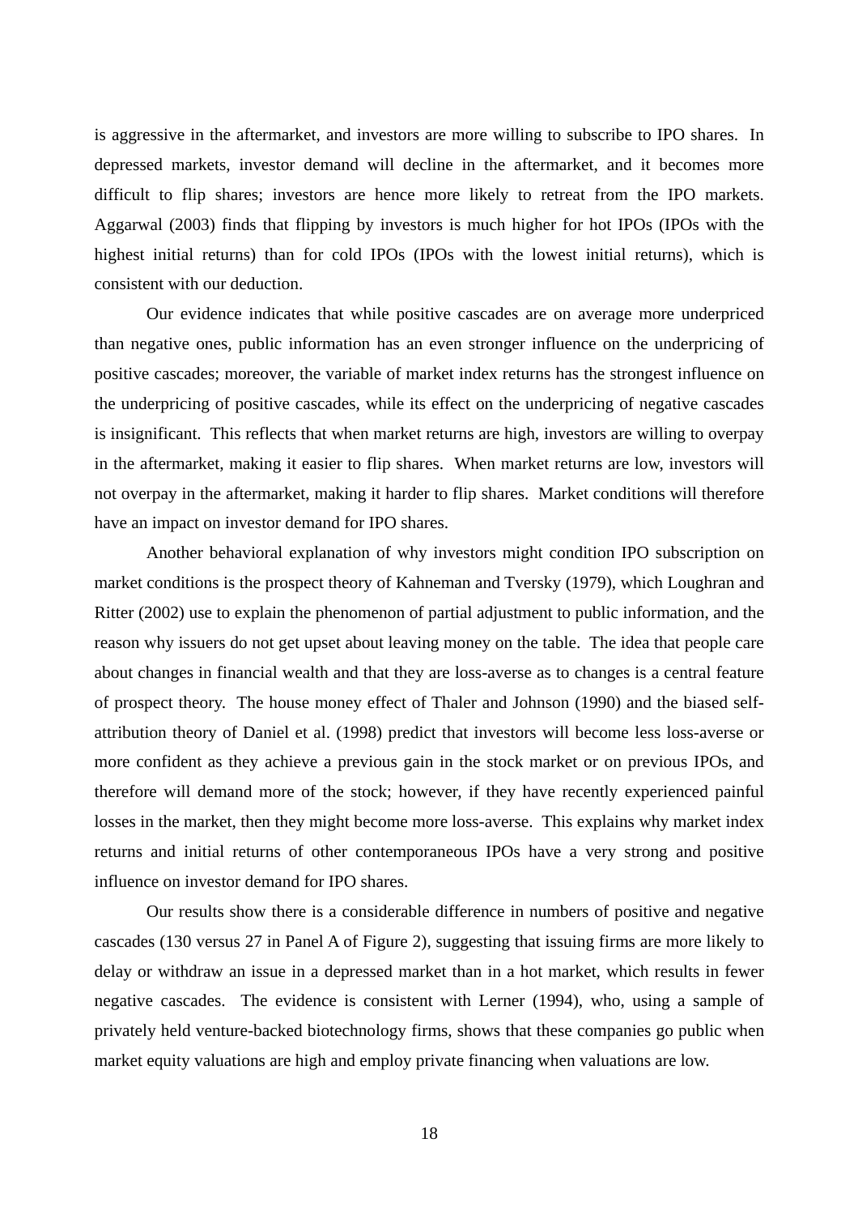is aggressive in the aftermarket, and investors are more willing to subscribe to IPO shares. In depressed markets, investor demand will decline in the aftermarket, and it becomes more difficult to flip shares; investors are hence more likely to retreat from the IPO markets. Aggarwal (2003) finds that flipping by investors is much higher for hot IPOs (IPOs with the highest initial returns) than for cold IPOs (IPOs with the lowest initial returns), which is consistent with our deduction.

Our evidence indicates that while positive cascades are on average more underpriced than negative ones, public information has an even stronger influence on the underpricing of positive cascades; moreover, the variable of market index returns has the strongest influence on the underpricing of positive cascades, while its effect on the underpricing of negative cascades is insignificant. This reflects that when market returns are high, investors are willing to overpay in the aftermarket, making it easier to flip shares. When market returns are low, investors will not overpay in the aftermarket, making it harder to flip shares. Market conditions will therefore have an impact on investor demand for IPO shares.

Another behavioral explanation of why investors might condition IPO subscription on market conditions is the prospect theory of Kahneman and Tversky (1979), which Loughran and Ritter (2002) use to explain the phenomenon of partial adjustment to public information, and the reason why issuers do not get upset about leaving money on the table. The idea that people care about changes in financial wealth and that they are loss-averse as to changes is a central feature of prospect theory. The house money effect of Thaler and Johnson (1990) and the biased self-attribution theory of Daniel et al. (1998) predict that investors will become less loss-averse or more confident as they achieve a previous gain in the stock market or on previous IPOs, and therefore will demand more of the stock; however, if they have recently experienced painful losses in the market, then they might become more loss-averse. This explains why market index returns and initial returns of other contemporaneous IPOs have a very strong and positive influence on investor demand for IPO shares.

Our results show there is a considerable difference in numbers of positive and negative cascades (130 versus 27 in Panel A of Figure 2), suggesting that issuing firms are more likely to delay or withdraw an issue in a depressed market than in a hot market, which results in fewer negative cascades. The evidence is consistent with Lerner (1994), who, using a sample of privately held venture-backed biotechnology firms, shows that these companies go public when market equity valuations are high and employ private financing when valuations are low.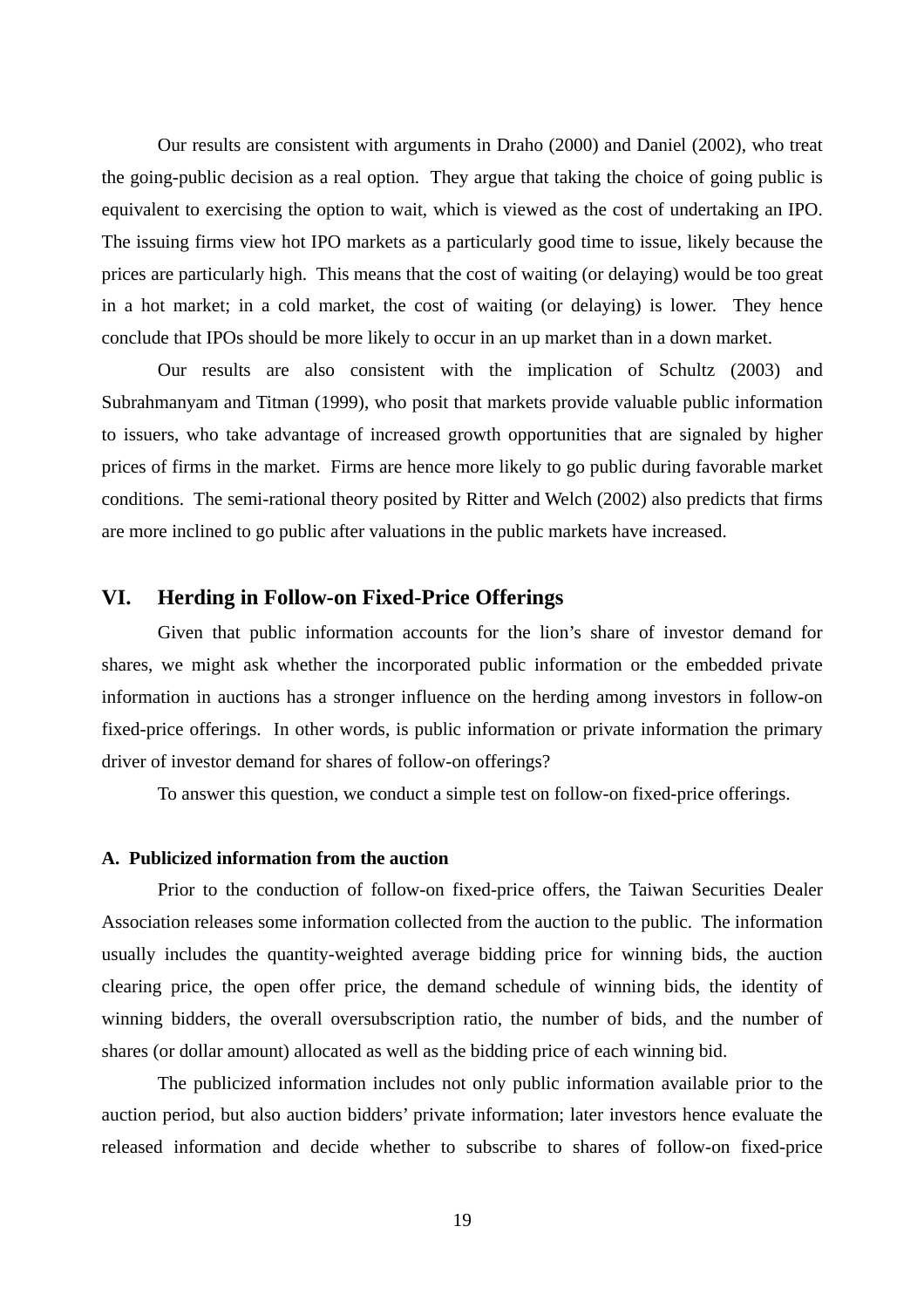Our results are consistent with arguments in Draho (2000) and Daniel (2002), who treat the going-public decision as a real option. They argue that taking the choice of going public is equivalent to exercising the option to wait, which is viewed as the cost of undertaking an IPO. The issuing firms view hot IPO markets as a particularly good time to issue, likely because the prices are particularly high. This means that the cost of waiting (or delaying) would be too great in a hot market; in a cold market, the cost of waiting (or delaying) is lower. They hence conclude that IPOs should be more likely to occur in an up market than in a down market.

Our results are also consistent with the implication of Schultz (2003) and Subrahmanyam and Titman (1999), who posit that markets provide valuable public information to issuers, who take advantage of increased growth opportunities that are signaled by higher prices of firms in the market. Firms are hence more likely to go public during favorable market conditions. The semi-rational theory posited by Ritter and Welch (2002) also predicts that firms are more inclined to go public after valuations in the public markets have increased.

## VI. Herding in Follow-on Fixed-Price Offerings

Given that public information accounts for the lion's share of investor demand for shares, we might ask whether the incorporated public information or the embedded private information in auctions has a stronger influence on the herding among investors in follow-on fixed-price offerings. In other words, is public information or private information the primary driver of investor demand for shares of follow-on offerings?

To answer this question, we conduct a simple test on follow-on fixed-price offerings.

### A. Publicized information from the auction

Prior to the conduction of follow-on fixed-price offers, the Taiwan Securities Dealer Association releases some information collected from the auction to the public. The information usually includes the quantity-weighted average bidding price for winning bids, the auction clearing price, the open offer price, the demand schedule of winning bids, the identity of winning bidders, the overall oversubscription ratio, the number of bids, and the number of shares (or dollar amount) allocated as well as the bidding price of each winning bid.

The publicized information includes not only public information available prior to the auction period, but also auction bidders' private information; later investors hence evaluate the released information and decide whether to subscribe to shares of follow-on fixed-price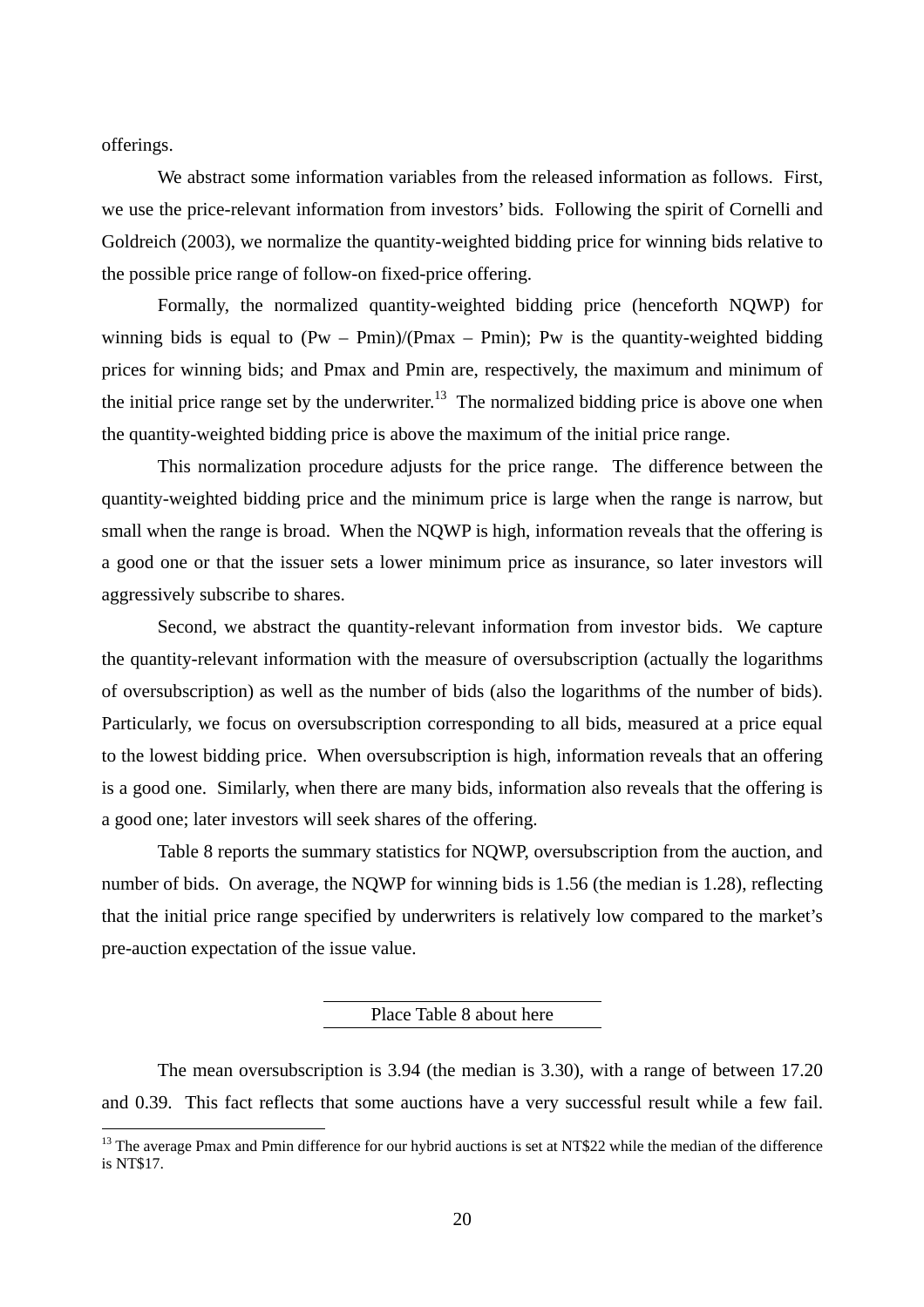offerings.

We abstract some information variables from the released information as follows. First, we use the price-relevant information from investors' bids. Following the spirit of Cornelli and Goldreich (2003), we normalize the quantity-weighted bidding price for winning bids relative to the possible price range of follow-on fixed-price offering.

Formally, the normalized quantity-weighted bidding price (henceforth NQWP) for winning bids is equal to (Pw – Pmin)/(Pmax – Pmin); Pw is the quantity-weighted bidding prices for winning bids; and Pmax and Pmin are, respectively, the maximum and minimum of the initial price range set by the underwriter.[13] The normalized bidding price is above one when the quantity-weighted bidding price is above the maximum of the initial price range.

This normalization procedure adjusts for the price range. The difference between the quantity-weighted bidding price and the minimum price is large when the range is narrow, but small when the range is broad. When the NQWP is high, information reveals that the offering is a good one or that the issuer sets a lower minimum price as insurance, so later investors will aggressively subscribe to shares.

Second, we abstract the quantity-relevant information from investor bids. We capture the quantity-relevant information with the measure of oversubscription (actually the logarithms of oversubscription) as well as the number of bids (also the logarithms of the number of bids). Particularly, we focus on oversubscription corresponding to all bids, measured at a price equal to the lowest bidding price. When oversubscription is high, information reveals that an offering is a good one. Similarly, when there are many bids, information also reveals that the offering is a good one; later investors will seek shares of the offering.

Table 8 reports the summary statistics for NQWP, oversubscription from the auction, and number of bids. On average, the NQWP for winning bids is 1.56 (the median is 1.28), reflecting that the initial price range specified by underwriters is relatively low compared to the market's pre-auction expectation of the issue value.

Place Table 8 about here

The mean oversubscription is 3.94 (the median is 3.30), with a range of between 17.20 and 0.39. This fact reflects that some auctions have a very successful result while a few fail.

[13] The average Pmax and Pmin difference for our hybrid auctions is set at NT$22 while the median of the difference is NT$17.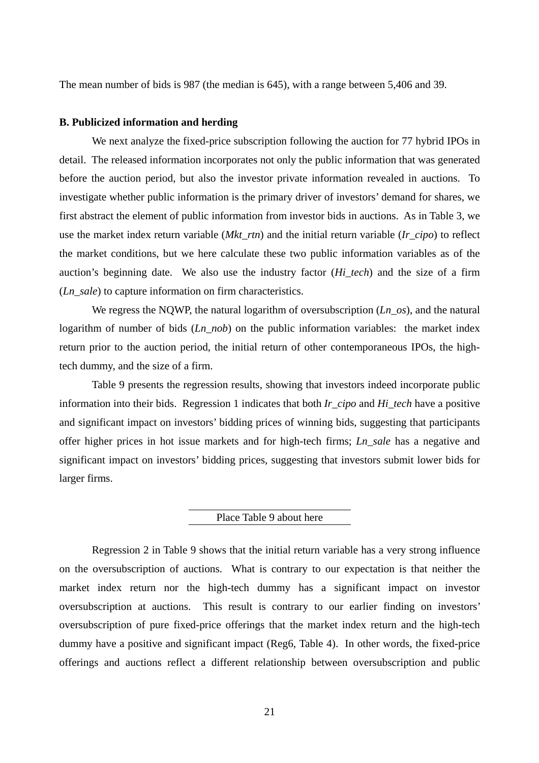The mean number of bids is 987 (the median is 645), with a range between 5,406 and 39.

**B. Publicized information and herding**

We next analyze the fixed-price subscription following the auction for 77 hybrid IPOs in detail. The released information incorporates not only the public information that was generated before the auction period, but also the investor private information revealed in auctions. To investigate whether public information is the primary driver of investors' demand for shares, we first abstract the element of public information from investor bids in auctions. As in Table 3, we use the market index return variable (*Mkt_rtn*) and the initial return variable (*Ir_cipo*) to reflect the market conditions, but we here calculate these two public information variables as of the auction's beginning date. We also use the industry factor (*Hi_tech*) and the size of a firm (*Ln_sale*) to capture information on firm characteristics.

We regress the NQWP, the natural logarithm of oversubscription (*Ln_os*), and the natural logarithm of number of bids (*Ln_nob*) on the public information variables: the market index return prior to the auction period, the initial return of other contemporaneous IPOs, the high-tech dummy, and the size of a firm.

Table 9 presents the regression results, showing that investors indeed incorporate public information into their bids. Regression 1 indicates that both *Ir_cipo* and *Hi_tech* have a positive and significant impact on investors' bidding prices of winning bids, suggesting that participants offer higher prices in hot issue markets and for high-tech firms; *Ln_sale* has a negative and significant impact on investors' bidding prices, suggesting that investors submit lower bids for larger firms.

Place Table 9 about here

Regression 2 in Table 9 shows that the initial return variable has a very strong influence on the oversubscription of auctions. What is contrary to our expectation is that neither the market index return nor the high-tech dummy has a significant impact on investor oversubscription at auctions. This result is contrary to our earlier finding on investors' oversubscription of pure fixed-price offerings that the market index return and the high-tech dummy have a positive and significant impact (Reg6, Table 4). In other words, the fixed-price offerings and auctions reflect a different relationship between oversubscription and public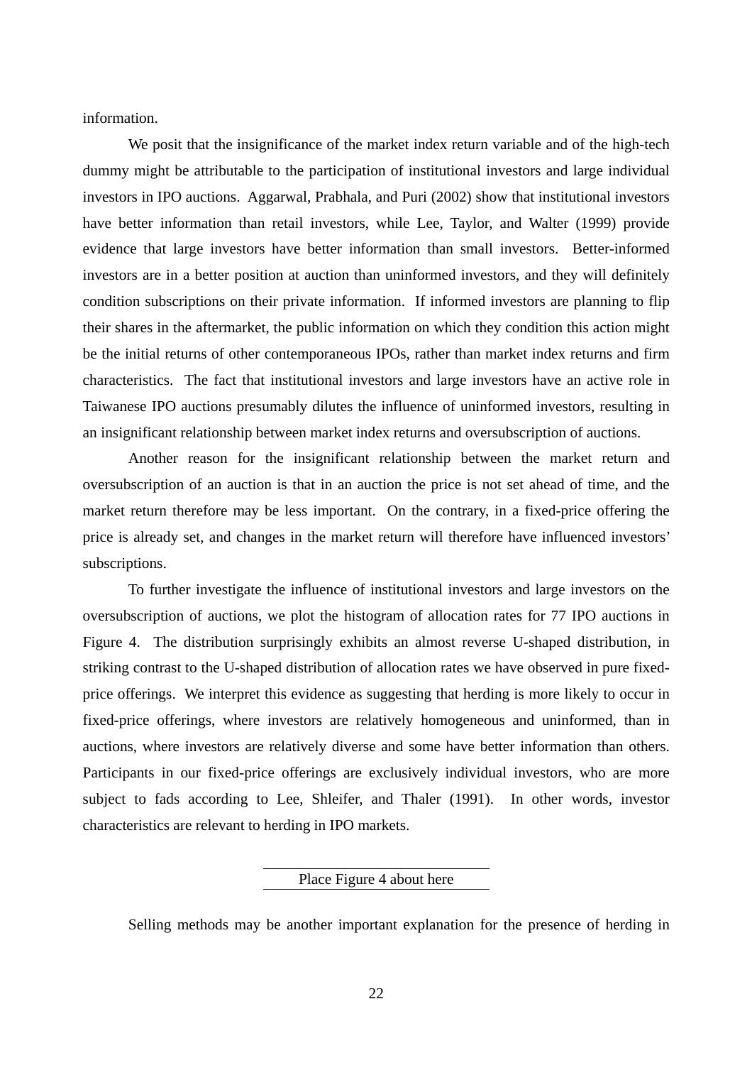information.

We posit that the insignificance of the market index return variable and of the high-tech dummy might be attributable to the participation of institutional investors and large individual investors in IPO auctions. Aggarwal, Prabhala, and Puri (2002) show that institutional investors have better information than retail investors, while Lee, Taylor, and Walter (1999) provide evidence that large investors have better information than small investors. Better-informed investors are in a better position at auction than uninformed investors, and they will definitely condition subscriptions on their private information. If informed investors are planning to flip their shares in the aftermarket, the public information on which they condition this action might be the initial returns of other contemporaneous IPOs, rather than market index returns and firm characteristics. The fact that institutional investors and large investors have an active role in Taiwanese IPO auctions presumably dilutes the influence of uninformed investors, resulting in an insignificant relationship between market index returns and oversubscription of auctions.

Another reason for the insignificant relationship between the market return and oversubscription of an auction is that in an auction the price is not set ahead of time, and the market return therefore may be less important. On the contrary, in a fixed-price offering the price is already set, and changes in the market return will therefore have influenced investors' subscriptions.

To further investigate the influence of institutional investors and large investors on the oversubscription of auctions, we plot the histogram of allocation rates for 77 IPO auctions in Figure 4. The distribution surprisingly exhibits an almost reverse U-shaped distribution, in striking contrast to the U-shaped distribution of allocation rates we have observed in pure fixed-price offerings. We interpret this evidence as suggesting that herding is more likely to occur in fixed-price offerings, where investors are relatively homogeneous and uninformed, than in auctions, where investors are relatively diverse and some have better information than others. Participants in our fixed-price offerings are exclusively individual investors, who are more subject to fads according to Lee, Shleifer, and Thaler (1991). In other words, investor characteristics are relevant to herding in IPO markets.

Place Figure 4 about here

Selling methods may be another important explanation for the presence of herding in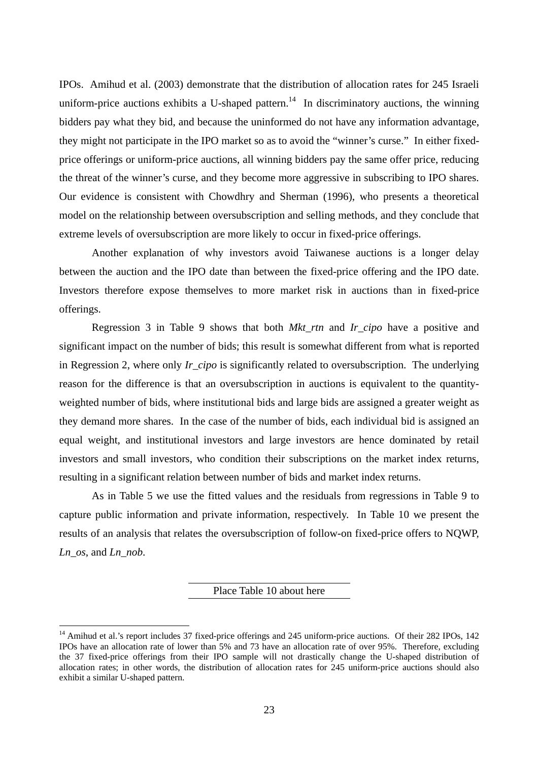IPOs. Amihud et al. (2003) demonstrate that the distribution of allocation rates for 245 Israeli uniform-price auctions exhibits a U-shaped pattern.[14] In discriminatory auctions, the winning bidders pay what they bid, and because the uninformed do not have any information advantage, they might not participate in the IPO market so as to avoid the "winner's curse." In either fixed-price offerings or uniform-price auctions, all winning bidders pay the same offer price, reducing the threat of the winner's curse, and they become more aggressive in subscribing to IPO shares. Our evidence is consistent with Chowdhry and Sherman (1996), who presents a theoretical model on the relationship between oversubscription and selling methods, and they conclude that extreme levels of oversubscription are more likely to occur in fixed-price offerings.

Another explanation of why investors avoid Taiwanese auctions is a longer delay between the auction and the IPO date than between the fixed-price offering and the IPO date. Investors therefore expose themselves to more market risk in auctions than in fixed-price offerings.

Regression 3 in Table 9 shows that both *Mkt_rtn* and *Ir_cipo* have a positive and significant impact on the number of bids; this result is somewhat different from what is reported in Regression 2, where only *Ir_cipo* is significantly related to oversubscription. The underlying reason for the difference is that an oversubscription in auctions is equivalent to the quantity-weighted number of bids, where institutional bids and large bids are assigned a greater weight as they demand more shares. In the case of the number of bids, each individual bid is assigned an equal weight, and institutional investors and large investors are hence dominated by retail investors and small investors, who condition their subscriptions on the market index returns, resulting in a significant relation between number of bids and market index returns.

As in Table 5 we use the fitted values and the residuals from regressions in Table 9 to capture public information and private information, respectively. In Table 10 we present the results of an analysis that relates the oversubscription of follow-on fixed-price offers to NQWP, *Ln_os*, and *Ln_nob*.

Place Table 10 about here

---

[14] Amihud et al.'s report includes 37 fixed-price offerings and 245 uniform-price auctions. Of their 282 IPOs, 142 IPOs have an allocation rate of lower than 5% and 73 have an allocation rate of over 95%. Therefore, excluding the 37 fixed-price offerings from their IPO sample will not drastically change the U-shaped distribution of allocation rates; in other words, the distribution of allocation rates for 245 uniform-price auctions should also exhibit a similar U-shaped pattern.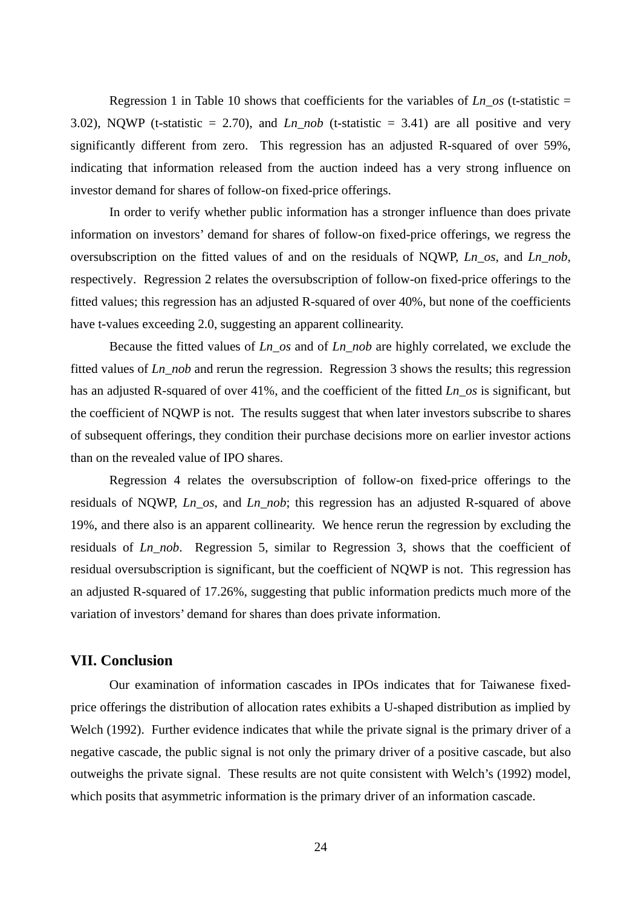Regression 1 in Table 10 shows that coefficients for the variables of *Ln_os* (t-statistic = 3.02), NQWP (t-statistic = 2.70), and *Ln_nob* (t-statistic = 3.41) are all positive and very significantly different from zero. This regression has an adjusted R-squared of over 59%, indicating that information released from the auction indeed has a very strong influence on investor demand for shares of follow-on fixed-price offerings.

In order to verify whether public information has a stronger influence than does private information on investors' demand for shares of follow-on fixed-price offerings, we regress the oversubscription on the fitted values of and on the residuals of NQWP, *Ln_os*, and *Ln_nob*, respectively. Regression 2 relates the oversubscription of follow-on fixed-price offerings to the fitted values; this regression has an adjusted R-squared of over 40%, but none of the coefficients have t-values exceeding 2.0, suggesting an apparent collinearity.

Because the fitted values of *Ln_os* and of *Ln_nob* are highly correlated, we exclude the fitted values of *Ln_nob* and rerun the regression. Regression 3 shows the results; this regression has an adjusted R-squared of over 41%, and the coefficient of the fitted *Ln_os* is significant, but the coefficient of NQWP is not. The results suggest that when later investors subscribe to shares of subsequent offerings, they condition their purchase decisions more on earlier investor actions than on the revealed value of IPO shares.

Regression 4 relates the oversubscription of follow-on fixed-price offerings to the residuals of NQWP, *Ln_os*, and *Ln_nob*; this regression has an adjusted R-squared of above 19%, and there also is an apparent collinearity. We hence rerun the regression by excluding the residuals of *Ln_nob*. Regression 5, similar to Regression 3, shows that the coefficient of residual oversubscription is significant, but the coefficient of NQWP is not. This regression has an adjusted R-squared of 17.26%, suggesting that public information predicts much more of the variation of investors' demand for shares than does private information.

## VII. Conclusion

Our examination of information cascades in IPOs indicates that for Taiwanese fixed-price offerings the distribution of allocation rates exhibits a U-shaped distribution as implied by Welch (1992). Further evidence indicates that while the private signal is the primary driver of a negative cascade, the public signal is not only the primary driver of a positive cascade, but also outweighs the private signal. These results are not quite consistent with Welch's (1992) model, which posits that asymmetric information is the primary driver of an information cascade.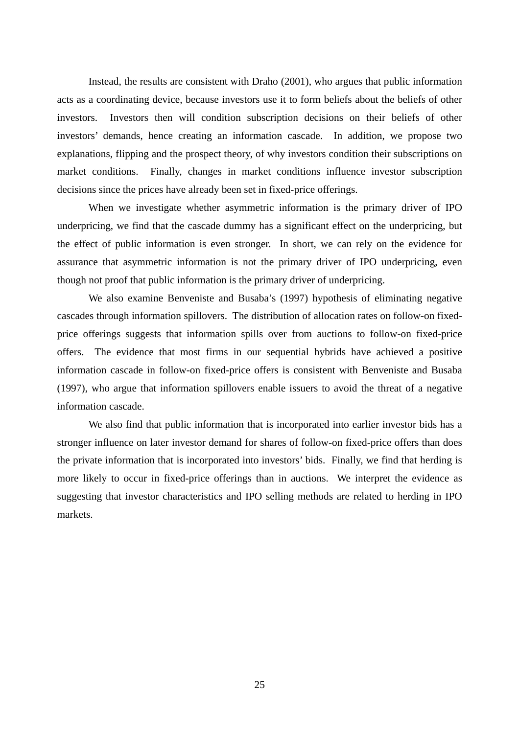Instead, the results are consistent with Draho (2001), who argues that public information acts as a coordinating device, because investors use it to form beliefs about the beliefs of other investors. Investors then will condition subscription decisions on their beliefs of other investors' demands, hence creating an information cascade. In addition, we propose two explanations, flipping and the prospect theory, of why investors condition their subscriptions on market conditions. Finally, changes in market conditions influence investor subscription decisions since the prices have already been set in fixed-price offerings.

When we investigate whether asymmetric information is the primary driver of IPO underpricing, we find that the cascade dummy has a significant effect on the underpricing, but the effect of public information is even stronger. In short, we can rely on the evidence for assurance that asymmetric information is not the primary driver of IPO underpricing, even though not proof that public information is the primary driver of underpricing.

We also examine Benveniste and Busaba's (1997) hypothesis of eliminating negative cascades through information spillovers. The distribution of allocation rates on follow-on fixed-price offerings suggests that information spills over from auctions to follow-on fixed-price offers. The evidence that most firms in our sequential hybrids have achieved a positive information cascade in follow-on fixed-price offers is consistent with Benveniste and Busaba (1997), who argue that information spillovers enable issuers to avoid the threat of a negative information cascade.

We also find that public information that is incorporated into earlier investor bids has a stronger influence on later investor demand for shares of follow-on fixed-price offers than does the private information that is incorporated into investors' bids. Finally, we find that herding is more likely to occur in fixed-price offerings than in auctions. We interpret the evidence as suggesting that investor characteristics and IPO selling methods are related to herding in IPO markets.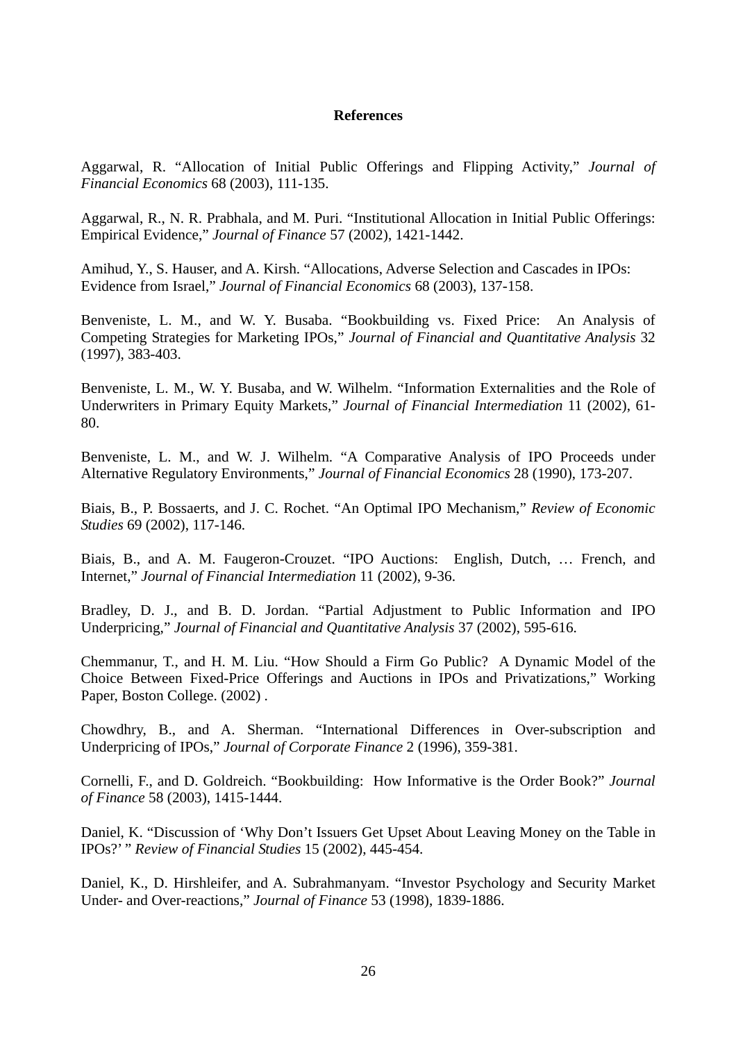## References

Aggarwal, R. "Allocation of Initial Public Offerings and Flipping Activity," *Journal of Financial Economics* 68 (2003), 111-135.

Aggarwal, R., N. R. Prabhala, and M. Puri. "Institutional Allocation in Initial Public Offerings: Empirical Evidence," *Journal of Finance* 57 (2002), 1421-1442.

Amihud, Y., S. Hauser, and A. Kirsh. "Allocations, Adverse Selection and Cascades in IPOs: Evidence from Israel," *Journal of Financial Economics* 68 (2003), 137-158.

Benveniste, L. M., and W. Y. Busaba. "Bookbuilding vs. Fixed Price: An Analysis of Competing Strategies for Marketing IPOs," *Journal of Financial and Quantitative Analysis* 32 (1997), 383-403.

Benveniste, L. M., W. Y. Busaba, and W. Wilhelm. "Information Externalities and the Role of Underwriters in Primary Equity Markets," *Journal of Financial Intermediation* 11 (2002), 61-80.

Benveniste, L. M., and W. J. Wilhelm. "A Comparative Analysis of IPO Proceeds under Alternative Regulatory Environments," *Journal of Financial Economics* 28 (1990), 173-207.

Biais, B., P. Bossaerts, and J. C. Rochet. "An Optimal IPO Mechanism," *Review of Economic Studies* 69 (2002), 117-146.

Biais, B., and A. M. Faugeron-Crouzet. "IPO Auctions: English, Dutch, … French, and Internet," *Journal of Financial Intermediation* 11 (2002), 9-36.

Bradley, D. J., and B. D. Jordan. "Partial Adjustment to Public Information and IPO Underpricing," *Journal of Financial and Quantitative Analysis* 37 (2002), 595-616.

Chemmanur, T., and H. M. Liu. "How Should a Firm Go Public? A Dynamic Model of the Choice Between Fixed-Price Offerings and Auctions in IPOs and Privatizations," Working Paper, Boston College. (2002) .

Chowdhry, B., and A. Sherman. "International Differences in Over-subscription and Underpricing of IPOs," *Journal of Corporate Finance* 2 (1996), 359-381.

Cornelli, F., and D. Goldreich. "Bookbuilding: How Informative is the Order Book?" *Journal of Finance* 58 (2003), 1415-1444.

Daniel, K. "Discussion of 'Why Don't Issuers Get Upset About Leaving Money on the Table in IPOs?' " *Review of Financial Studies* 15 (2002), 445-454.

Daniel, K., D. Hirshleifer, and A. Subrahmanyam. "Investor Psychology and Security Market Under- and Over-reactions," *Journal of Finance* 53 (1998), 1839-1886.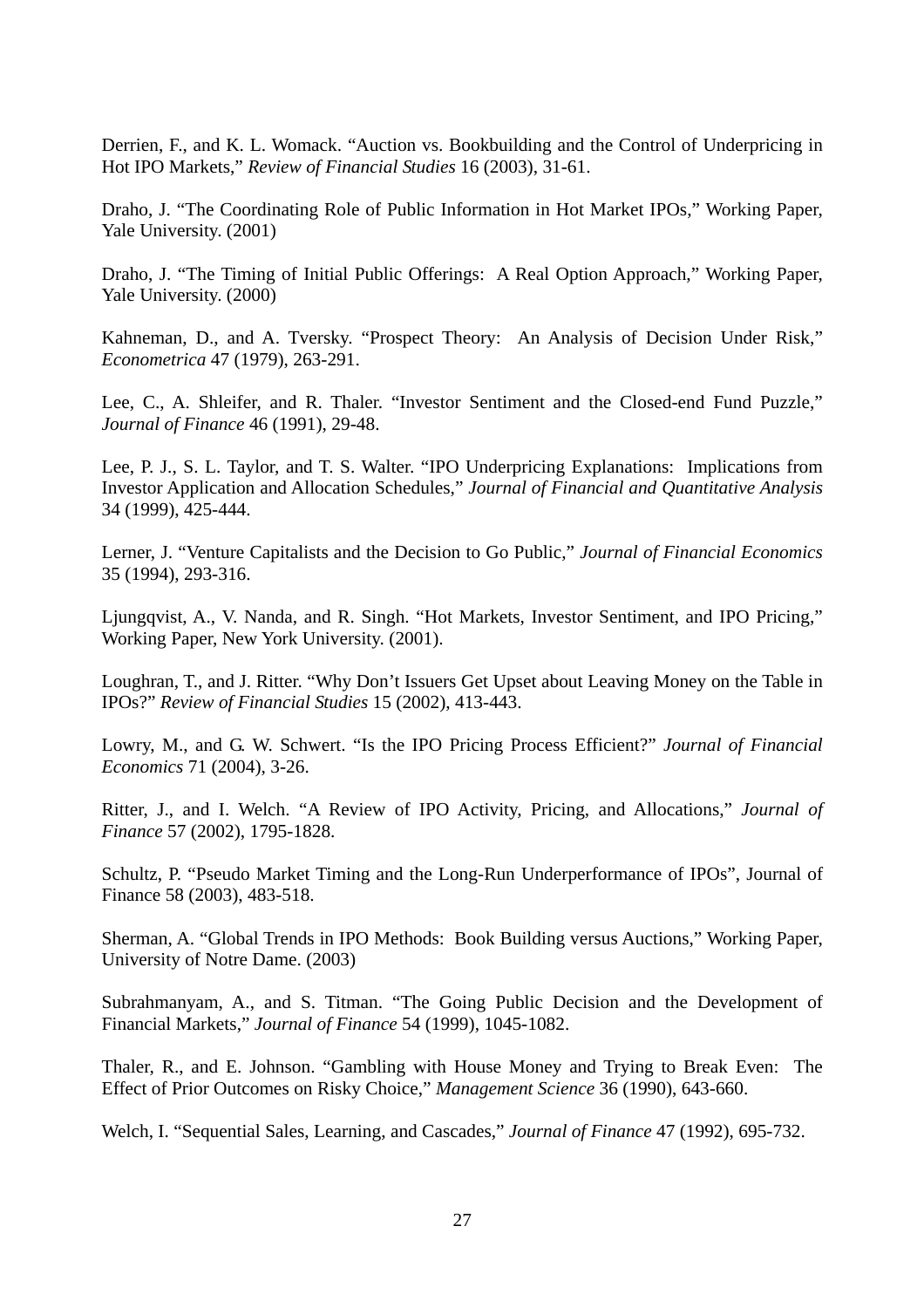Derrien, F., and K. L. Womack. "Auction vs. Bookbuilding and the Control of Underpricing in Hot IPO Markets," *Review of Financial Studies* 16 (2003), 31-61.

Draho, J. "The Coordinating Role of Public Information in Hot Market IPOs," Working Paper, Yale University. (2001)

Draho, J. "The Timing of Initial Public Offerings: A Real Option Approach," Working Paper, Yale University. (2000)

Kahneman, D., and A. Tversky. "Prospect Theory: An Analysis of Decision Under Risk," *Econometrica* 47 (1979), 263-291.

Lee, C., A. Shleifer, and R. Thaler. "Investor Sentiment and the Closed-end Fund Puzzle," *Journal of Finance* 46 (1991), 29-48.

Lee, P. J., S. L. Taylor, and T. S. Walter. "IPO Underpricing Explanations: Implications from Investor Application and Allocation Schedules," *Journal of Financial and Quantitative Analysis* 34 (1999), 425-444.

Lerner, J. "Venture Capitalists and the Decision to Go Public," *Journal of Financial Economics* 35 (1994), 293-316.

Ljungqvist, A., V. Nanda, and R. Singh. "Hot Markets, Investor Sentiment, and IPO Pricing," Working Paper, New York University. (2001).

Loughran, T., and J. Ritter. "Why Don't Issuers Get Upset about Leaving Money on the Table in IPOs?" *Review of Financial Studies* 15 (2002), 413-443.

Lowry, M., and G. W. Schwert. "Is the IPO Pricing Process Efficient?" *Journal of Financial Economics* 71 (2004), 3-26.

Ritter, J., and I. Welch. "A Review of IPO Activity, Pricing, and Allocations," *Journal of Finance* 57 (2002), 1795-1828.

Schultz, P. "Pseudo Market Timing and the Long-Run Underperformance of IPOs", Journal of Finance 58 (2003), 483-518.

Sherman, A. "Global Trends in IPO Methods: Book Building versus Auctions," Working Paper, University of Notre Dame. (2003)

Subrahmanyam, A., and S. Titman. "The Going Public Decision and the Development of Financial Markets," *Journal of Finance* 54 (1999), 1045-1082.

Thaler, R., and E. Johnson. "Gambling with House Money and Trying to Break Even: The Effect of Prior Outcomes on Risky Choice," *Management Science* 36 (1990), 643-660.

Welch, I. "Sequential Sales, Learning, and Cascades," *Journal of Finance* 47 (1992), 695-732.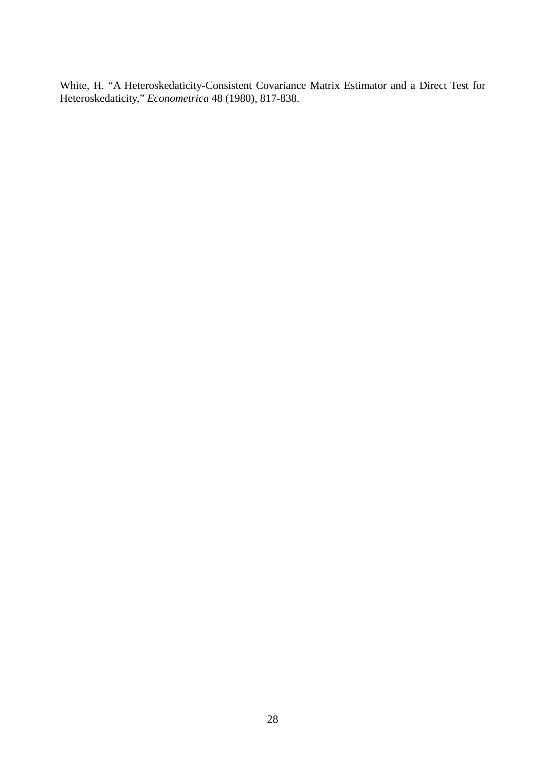White, H. "A Heteroskedaticity-Consistent Covariance Matrix Estimator and a Direct Test for Heteroskedaticity," *Econometrica* 48 (1980), 817-838.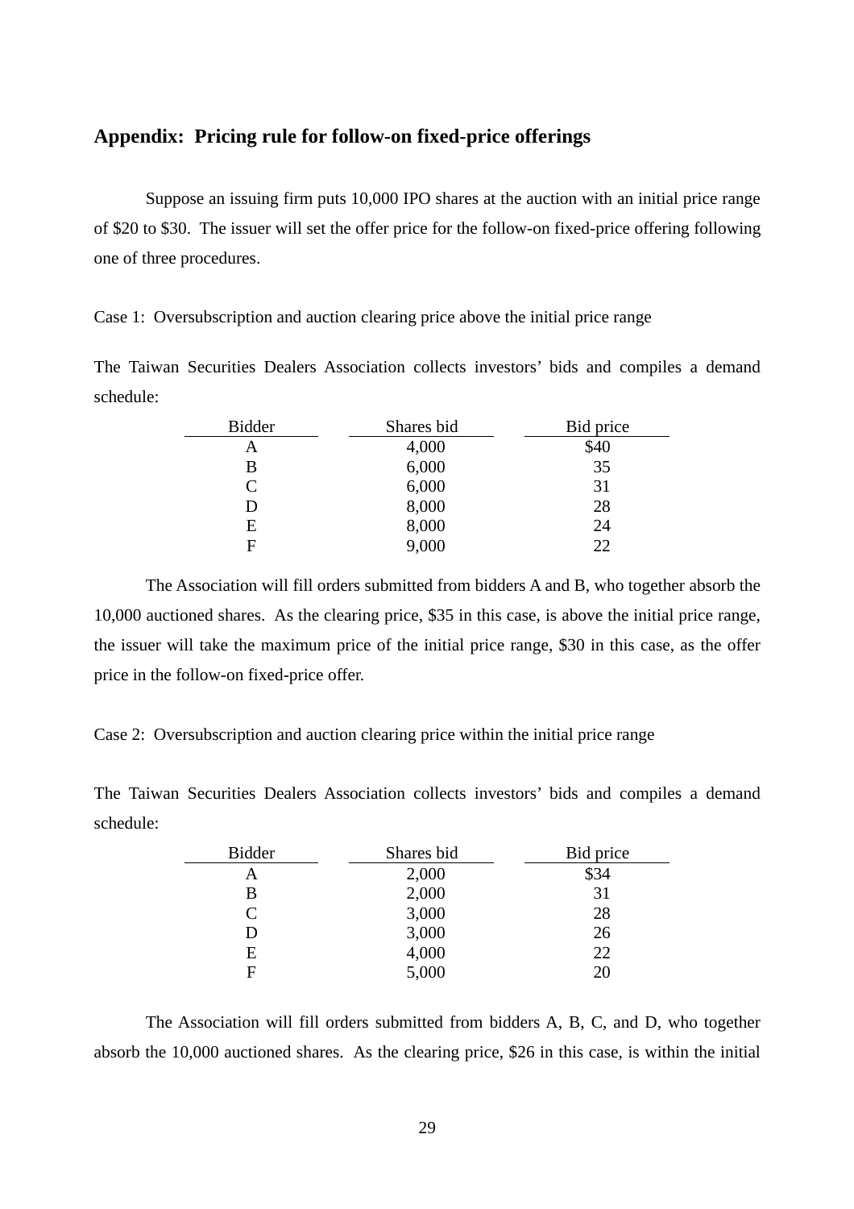## Appendix: Pricing rule for follow-on fixed-price offerings

Suppose an issuing firm puts 10,000 IPO shares at the auction with an initial price range of $20 to $30. The issuer will set the offer price for the follow-on fixed-price offering following one of three procedures.

Case 1: Oversubscription and auction clearing price above the initial price range

The Taiwan Securities Dealers Association collects investors' bids and compiles a demand schedule:

| Bidder | Shares bid | Bid price |
|---|---|---|
| A | 4,000 | $40 |
| B | 6,000 | 35 |
| C | 6,000 | 31 |
| D | 8,000 | 28 |
| E | 8,000 | 24 |
| F | 9,000 | 22 |

The Association will fill orders submitted from bidders A and B, who together absorb the 10,000 auctioned shares. As the clearing price, $35 in this case, is above the initial price range, the issuer will take the maximum price of the initial price range, $30 in this case, as the offer price in the follow-on fixed-price offer.

Case 2: Oversubscription and auction clearing price within the initial price range

The Taiwan Securities Dealers Association collects investors' bids and compiles a demand schedule:

| Bidder | Shares bid | Bid price |
|---|---|---|
| A | 2,000 | $34 |
| B | 2,000 | 31 |
| C | 3,000 | 28 |
| D | 3,000 | 26 |
| E | 4,000 | 22 |
| F | 5,000 | 20 |

The Association will fill orders submitted from bidders A, B, C, and D, who together absorb the 10,000 auctioned shares. As the clearing price, $26 in this case, is within the initial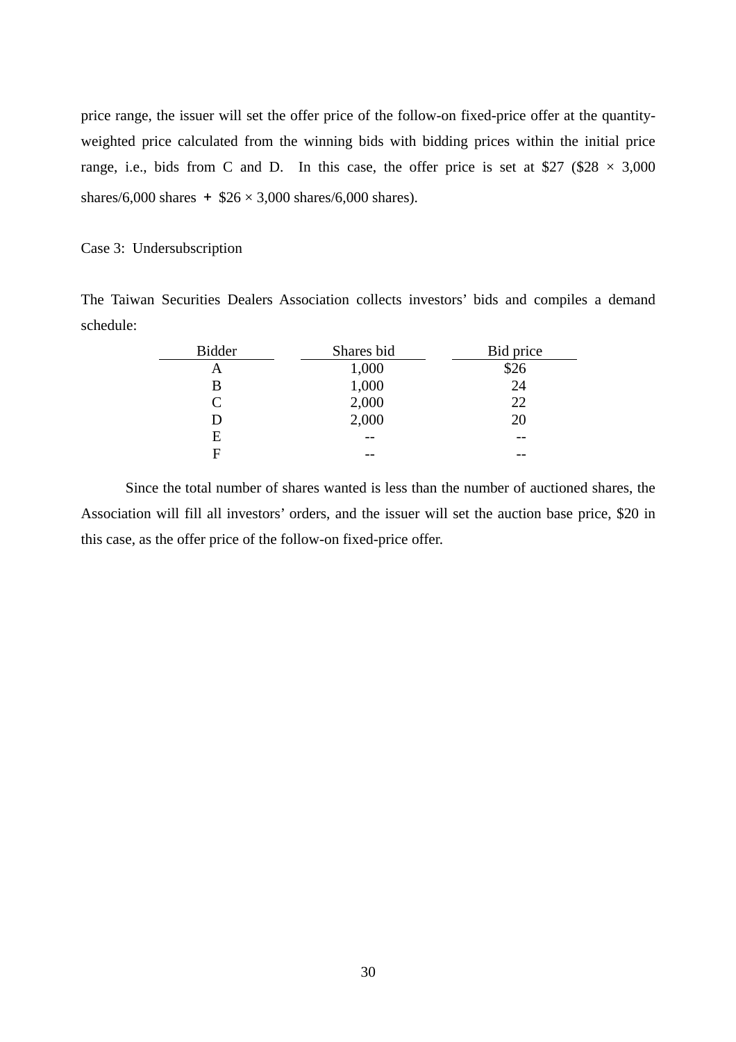price range, the issuer will set the offer price of the follow-on fixed-price offer at the quantity-weighted price calculated from the winning bids with bidding prices within the initial price range, i.e., bids from C and D. In this case, the offer price is set at \$27 (\$28 × 3,000 shares/6,000 shares + \$26 × 3,000 shares/6,000 shares).

Case 3: Undersubscription

The Taiwan Securities Dealers Association collects investors' bids and compiles a demand schedule:

| Bidder | Shares bid | Bid price |
|---|---|---|
| A | 1,000 | \$26 |
| B | 1,000 | 24 |
| C | 2,000 | 22 |
| D | 2,000 | 20 |
| E | -- | -- |
| F | -- | -- |

Since the total number of shares wanted is less than the number of auctioned shares, the Association will fill all investors' orders, and the issuer will set the auction base price, \$20 in this case, as the offer price of the follow-on fixed-price offer.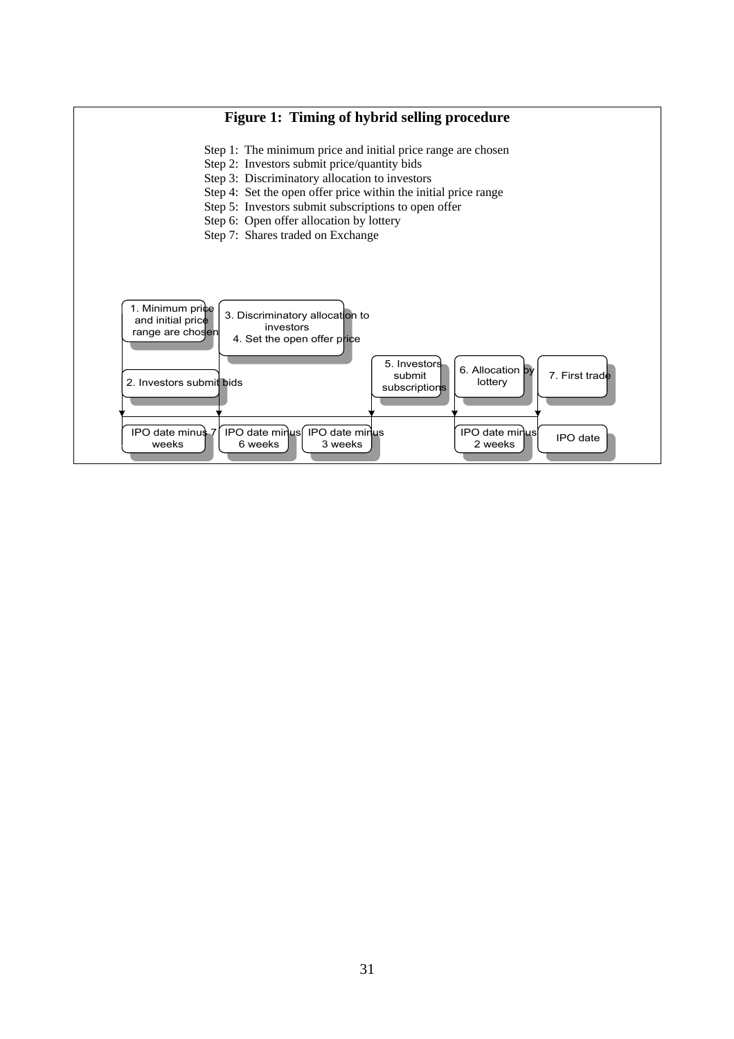**Figure 1: Timing of hybrid selling procedure**

Step 1: The minimum price and initial price range are chosen
Step 2: Investors submit price/quantity bids
Step 3: Discriminatory allocation to investors
Step 4: Set the open offer price within the initial price range
Step 5: Investors submit subscriptions to open offer
Step 6: Open offer allocation by lottery
Step 7: Shares traded on Exchange

1. Minimum price and initial price range are chosen
2. Investors submit bids
3. Discriminatory allocation to investors
4. Set the open offer price
5. Investors submit subscriptions
6. Allocation by lottery
7. First trade

IPO date minus 7 weeks | IPO date minus 6 weeks | IPO date minus 3 weeks | IPO date minus 2 weeks | IPO date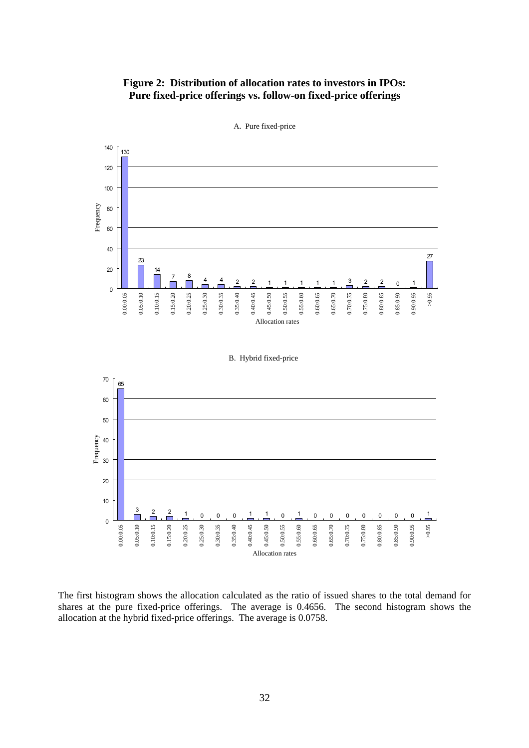**Figure 2: Distribution of allocation rates to investors in IPOs: Pure fixed-price offerings vs. follow-on fixed-price offerings**

A. Pure fixed-price

| Allocation rates | Frequency |
|---|---|
| 0.00:0.05 | 130 |
| 0.05:0.10 | 23 |
| 0.10:0.15 | 14 |
| 0.15:0.20 | 7 |
| 0.20:0.25 | 8 |
| 0.25:0.30 | 4 |
| 0.30:0.35 | 4 |
| 0.35:0.40 | 2 |
| 0.40:0.45 | 2 |
| 0.45:0.50 | 1 |
| 0.50:0.55 | 1 |
| 0.55:0.60 | 1 |
| 0.60:0.65 | 1 |
| 0.65:0.70 | 1 |
| 0.70:0.75 | 3 |
| 0.75:0.80 | 2 |
| 0.80:0.85 | 2 |
| 0.85:0.90 | 0 |
| 0.90:0.95 | 1 |
| >0.95 | 27 |

B. Hybrid fixed-price

| Allocation rates | Frequency |
|---|---|
| 0.00:0.05 | 65 |
| 0.05:0.10 | 3 |
| 0.10:0.15 | 2 |
| 0.15:0.20 | 2 |
| 0.20:0.25 | 1 |
| 0.25:0.30 | 0 |
| 0.30:0.35 | 0 |
| 0.35:0.40 | 0 |
| 0.40:0.45 | 1 |
| 0.45:0.50 | 1 |
| 0.50:0.55 | 0 |
| 0.55:0.60 | 1 |
| 0.60:0.65 | 0 |
| 0.65:0.70 | 0 |
| 0.70:0.75 | 0 |
| 0.75:0.80 | 0 |
| 0.80:0.85 | 0 |
| 0.85:0.90 | 0 |
| 0.90:0.95 | 0 |
| >0.95 | 1 |

The first histogram shows the allocation calculated as the ratio of issued shares to the total demand for shares at the pure fixed-price offerings. The average is 0.4656. The second histogram shows the allocation at the hybrid fixed-price offerings. The average is 0.0758.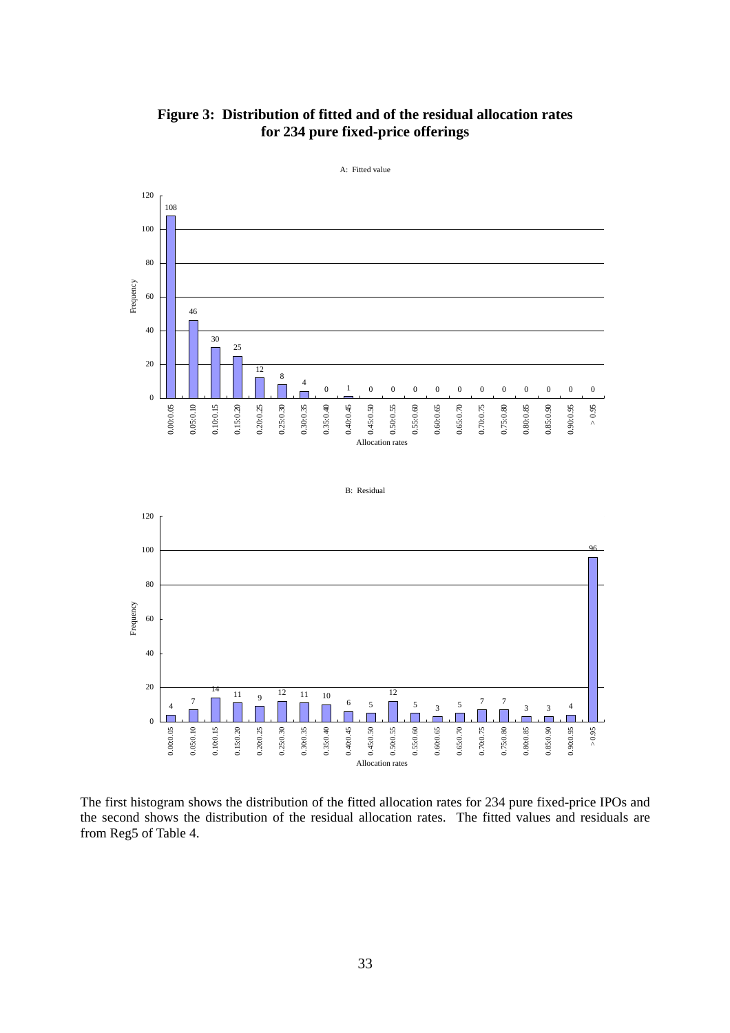**Figure 3: Distribution of fitted and of the residual allocation rates for 234 pure fixed-price offerings**

A: Fitted value

| Allocation rates | Frequency |
| --- | --- |
| 0.00:0.05 | 108 |
| 0.05:0.10 | 46 |
| 0.10:0.15 | 30 |
| 0.15:0.20 | 25 |
| 0.20:0.25 | 12 |
| 0.25:0.30 | 8 |
| 0.30:0.35 | 4 |
| 0.35:0.40 | 0 |
| 0.40:0.45 | 1 |
| 0.45:0.50 | 0 |
| 0.50:0.55 | 0 |
| 0.55:0.60 | 0 |
| 0.60:0.65 | 0 |
| 0.65:0.70 | 0 |
| 0.70:0.75 | 0 |
| 0.75:0.80 | 0 |
| 0.80:0.85 | 0 |
| 0.85:0.90 | 0 |
| 0.90:0.95 | 0 |
| > 0.95 | 0 |

B: Residual

| Allocation rates | Frequency |
| --- | --- |
| 0.00:0.05 | 4 |
| 0.05:0.10 | 7 |
| 0.10:0.15 | 14 |
| 0.15:0.20 | 11 |
| 0.20:0.25 | 9 |
| 0.25:0.30 | 12 |
| 0.30:0.35 | 11 |
| 0.35:0.40 | 10 |
| 0.40:0.45 | 6 |
| 0.45:0.50 | 5 |
| 0.50:0.55 | 12 |
| 0.55:0.60 | 5 |
| 0.60:0.65 | 3 |
| 0.65:0.70 | 5 |
| 0.70:0.75 | 7 |
| 0.75:0.80 | 7 |
| 0.80:0.85 | 3 |
| 0.85:0.90 | 3 |
| 0.90:0.95 | 4 |
| > 0.95 | 96 |

The first histogram shows the distribution of the fitted allocation rates for 234 pure fixed-price IPOs and the second shows the distribution of the residual allocation rates. The fitted values and residuals are from Reg5 of Table 4.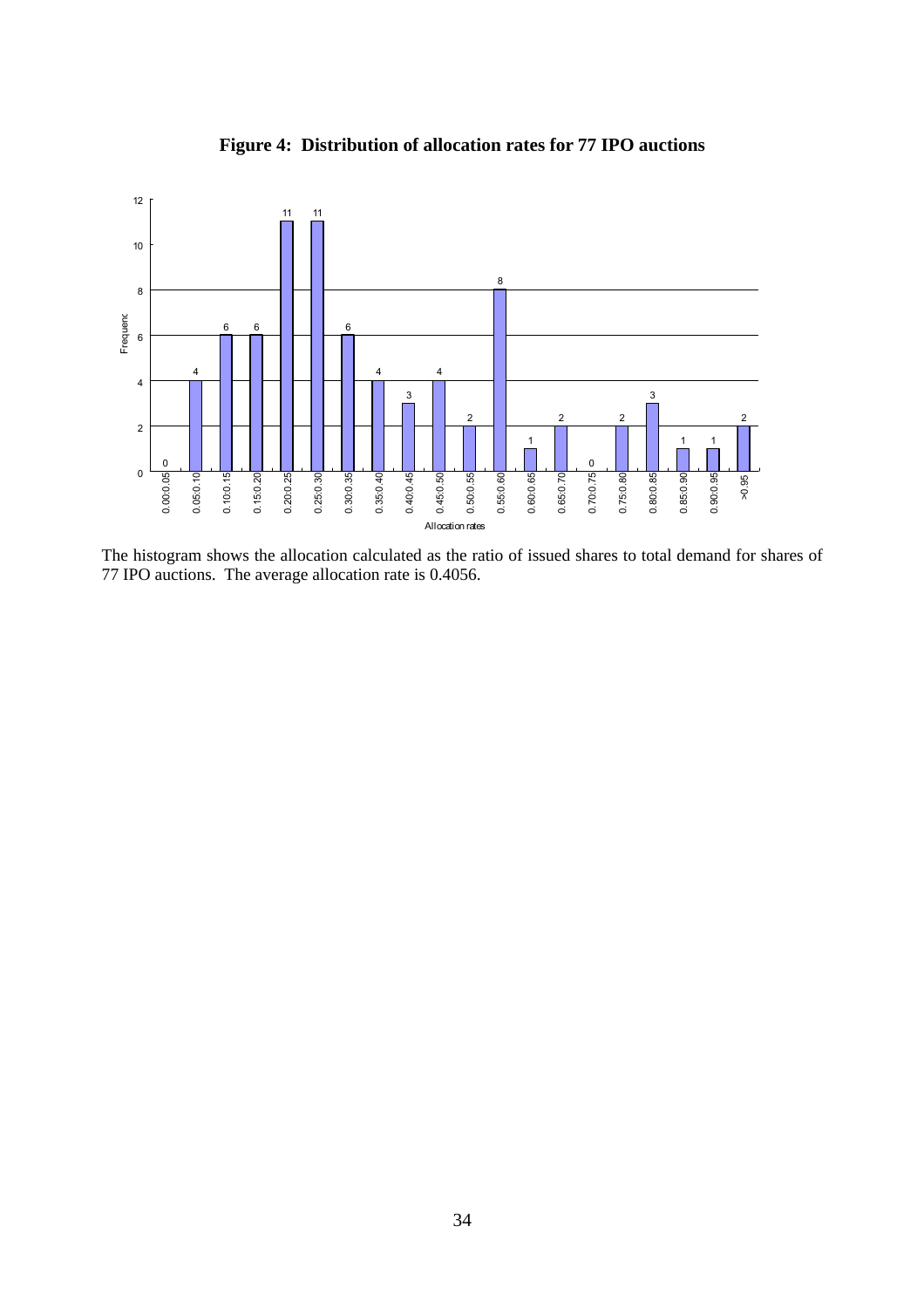**Figure 4: Distribution of allocation rates for 77 IPO auctions**

| Allocation rates | Frequency |
|---|---|
| 0.00:0.05 | 0 |
| 0.05:0.10 | 4 |
| 0.10:0.15 | 6 |
| 0.15:0.20 | 6 |
| 0.20:0.25 | 11 |
| 0.25:0.30 | 11 |
| 0.30:0.35 | 6 |
| 0.35:0.40 | 4 |
| 0.40:0.45 | 3 |
| 0.45:0.50 | 4 |
| 0.50:0.55 | 2 |
| 0.55:0.60 | 8 |
| 0.60:0.65 | 1 |
| 0.65:0.70 | 2 |
| 0.70:0.75 | 0 |
| 0.75:0.80 | 2 |
| 0.80:0.85 | 3 |
| 0.85:0.90 | 1 |
| 0.90:0.95 | 1 |
| >0.95 | 2 |

The histogram shows the allocation calculated as the ratio of issued shares to total demand for shares of 77 IPO auctions. The average allocation rate is 0.4056.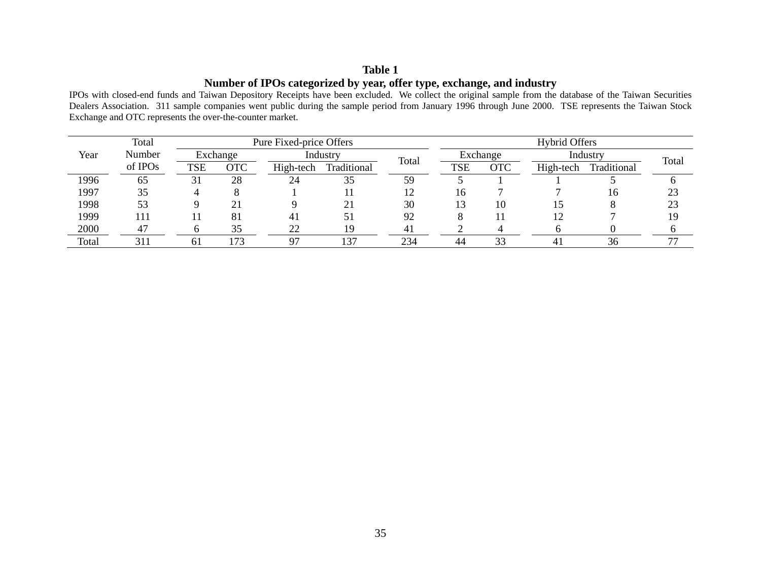**Table 1**

**Number of IPOs categorized by year, offer type, exchange, and industry**

IPOs with closed-end funds and Taiwan Depository Receipts have been excluded. We collect the original sample from the database of the Taiwan Securities Dealers Association. 311 sample companies went public during the sample period from January 1996 through June 2000. TSE represents the Taiwan Stock Exchange and OTC represents the over-the-counter market.

| Year | Total Number of IPOs | Pure Fixed-price Offers | | | | | Hybrid Offers | | | | |
|---|---|---|---|---|---|---|---|---|---|---|---|
| | | Exchange | | Industry | | Total | Exchange | | Industry | | Total |
| | | TSE | OTC | High-tech | Traditional | | TSE | OTC | High-tech | Traditional | |
| 1996 | 65 | 31 | 28 | 24 | 35 | 59 | 5 | 1 | 1 | 5 | 6 |
| 1997 | 35 | 4 | 8 | 1 | 11 | 12 | 16 | 7 | 7 | 16 | 23 |
| 1998 | 53 | 9 | 21 | 9 | 21 | 30 | 13 | 10 | 15 | 8 | 23 |
| 1999 | 111 | 11 | 81 | 41 | 51 | 92 | 8 | 11 | 12 | 7 | 19 |
| 2000 | 47 | 6 | 35 | 22 | 19 | 41 | 2 | 4 | 6 | 0 | 6 |
| Total | 311 | 61 | 173 | 97 | 137 | 234 | 44 | 33 | 41 | 36 | 77 |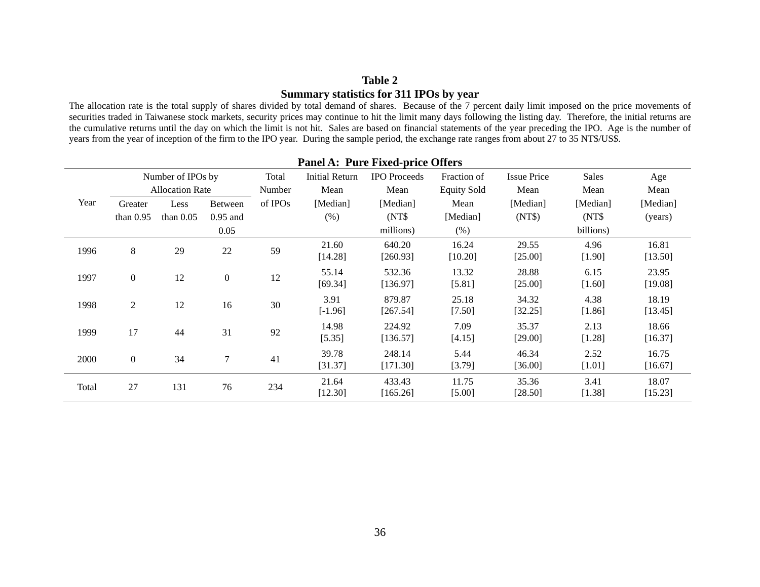**Table 2**

**Summary statistics for 311 IPOs by year**

The allocation rate is the total supply of shares divided by total demand of shares. Because of the 7 percent daily limit imposed on the price movements of securities traded in Taiwanese stock markets, security prices may continue to hit the limit many days following the listing day. Therefore, the initial returns are the cumulative returns until the day on which the limit is not hit. Sales are based on financial statements of the year preceding the IPO. Age is the number of years from the year of inception of the firm to the IPO year. During the sample period, the exchange rate ranges from about 27 to 35 NT$/US$.

**Panel A: Pure Fixed-price Offers**

| Year | Number of IPOs by Allocation Rate | | | Total Number of IPOs | Initial Return Mean [Median] (%) | IPO Proceeds Mean [Median] (NT$ millions) | Fraction of Equity Sold Mean [Median] (%) | Issue Price Mean [Median] (NT$) | Sales Mean [Median] (NT$ billions) | Age Mean [Median] (years) |
|---|---|---|---|---|---|---|---|---|---|---|
| | Greater than 0.95 | Less than 0.05 | Between 0.95 and 0.05 | | | | | | | |
| 1996 | 8 | 29 | 22 | 59 | 21.60 [14.28] | 640.20 [260.93] | 16.24 [10.20] | 29.55 [25.00] | 4.96 [1.90] | 16.81 [13.50] |
| 1997 | 0 | 12 | 0 | 12 | 55.14 [69.34] | 532.36 [136.97] | 13.32 [5.81] | 28.88 [25.00] | 6.15 [1.60] | 23.95 [19.08] |
| 1998 | 2 | 12 | 16 | 30 | 3.91 [-1.96] | 879.87 [267.54] | 25.18 [7.50] | 34.32 [32.25] | 4.38 [1.86] | 18.19 [13.45] |
| 1999 | 17 | 44 | 31 | 92 | 14.98 [5.35] | 224.92 [136.57] | 7.09 [4.15] | 35.37 [29.00] | 2.13 [1.28] | 18.66 [16.37] |
| 2000 | 0 | 34 | 7 | 41 | 39.78 [31.37] | 248.14 [171.30] | 5.44 [3.79] | 46.34 [36.00] | 2.52 [1.01] | 16.75 [16.67] |
| Total | 27 | 131 | 76 | 234 | 21.64 [12.30] | 433.43 [165.26] | 11.75 [5.00] | 35.36 [28.50] | 3.41 [1.38] | 18.07 [15.23] |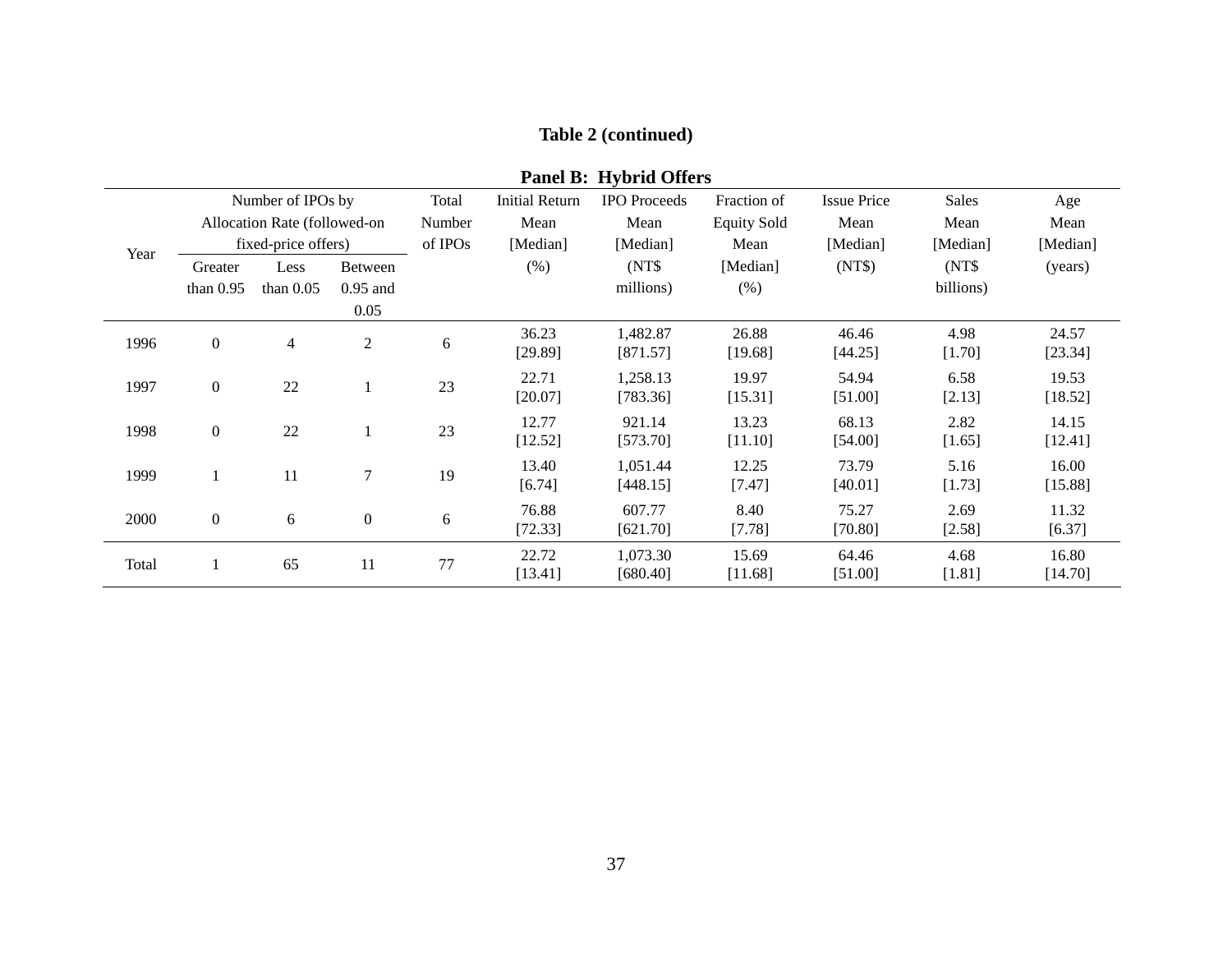**Table 2 (continued)**

**Panel B: Hybrid Offers**

| Year | Number of IPOs by Allocation Rate (followed-on fixed-price offers) | | | Total Number of IPOs | Initial Return Mean [Median] (%) | IPO Proceeds Mean [Median] (NT$ millions) | Fraction of Equity Sold Mean [Median] (%) | Issue Price Mean [Median] (NT$) | Sales Mean [Median] (NT$ billions) | Age Mean [Median] (years) |
|---|---|---|---|---|---|---|---|---|---|---|
| | Greater than 0.95 | Less than 0.05 | Between 0.95 and 0.05 | | | | | | | |
| 1996 | 0 | 4 | 2 | 6 | 36.23 [29.89] | 1,482.87 [871.57] | 26.88 [19.68] | 46.46 [44.25] | 4.98 [1.70] | 24.57 [23.34] |
| 1997 | 0 | 22 | 1 | 23 | 22.71 [20.07] | 1,258.13 [783.36] | 19.97 [15.31] | 54.94 [51.00] | 6.58 [2.13] | 19.53 [18.52] |
| 1998 | 0 | 22 | 1 | 23 | 12.77 [12.52] | 921.14 [573.70] | 13.23 [11.10] | 68.13 [54.00] | 2.82 [1.65] | 14.15 [12.41] |
| 1999 | 1 | 11 | 7 | 19 | 13.40 [6.74] | 1,051.44 [448.15] | 12.25 [7.47] | 73.79 [40.01] | 5.16 [1.73] | 16.00 [15.88] |
| 2000 | 0 | 6 | 0 | 6 | 76.88 [72.33] | 607.77 [621.70] | 8.40 [7.78] | 75.27 [70.80] | 2.69 [2.58] | 11.32 [6.37] |
| Total | 1 | 65 | 11 | 77 | 22.72 [13.41] | 1,073.30 [680.40] | 15.69 [11.68] | 64.46 [51.00] | 4.68 [1.81] | 16.80 [14.70] |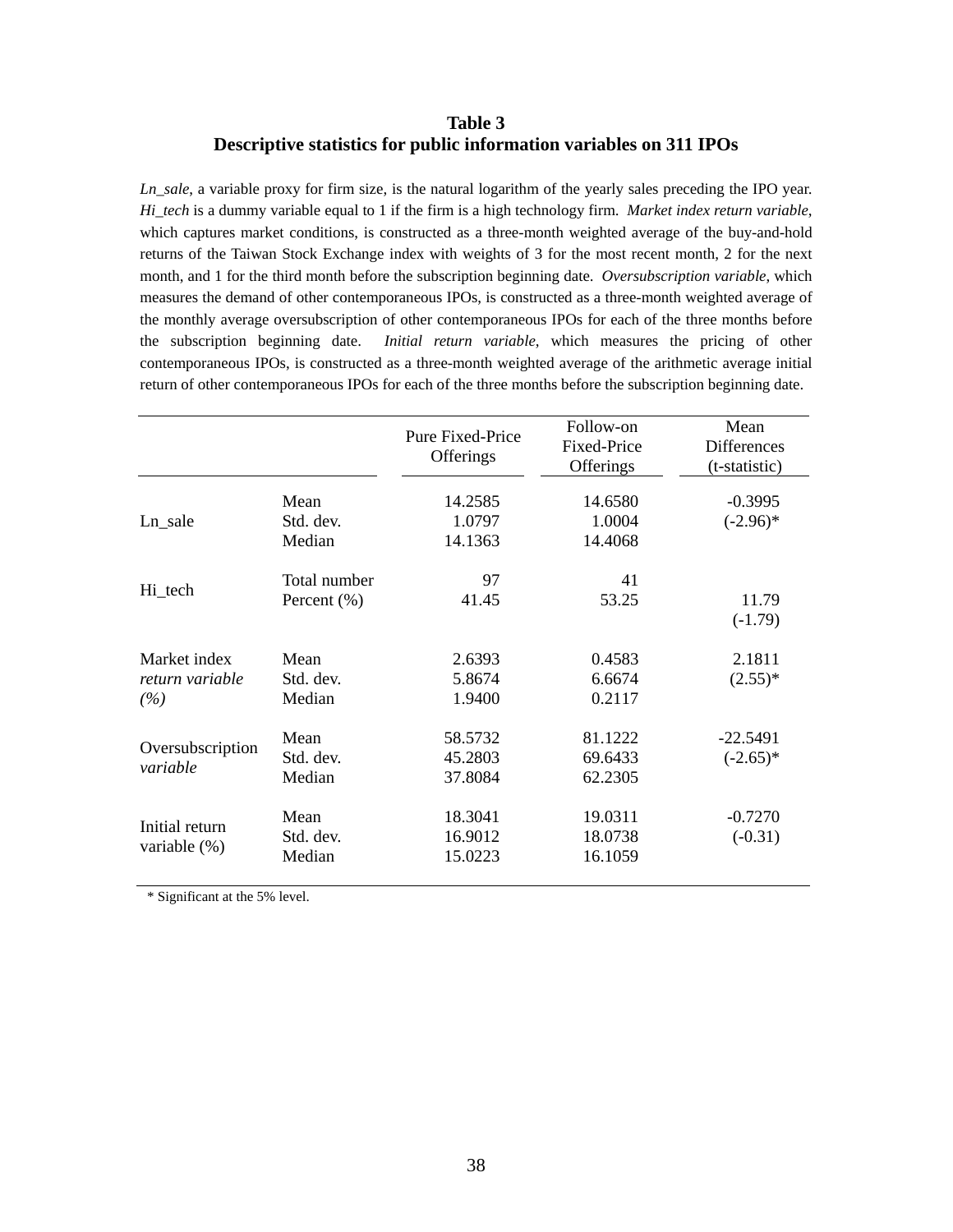**Table 3**
**Descriptive statistics for public information variables on 311 IPOs**

*Ln_sale*, a variable proxy for firm size, is the natural logarithm of the yearly sales preceding the IPO year. *Hi_tech* is a dummy variable equal to 1 if the firm is a high technology firm. *Market index return variable*, which captures market conditions, is constructed as a three-month weighted average of the buy-and-hold returns of the Taiwan Stock Exchange index with weights of 3 for the most recent month, 2 for the next month, and 1 for the third month before the subscription beginning date. *Oversubscription variable*, which measures the demand of other contemporaneous IPOs, is constructed as a three-month weighted average of the monthly average oversubscription of other contemporaneous IPOs for each of the three months before the subscription beginning date. *Initial return variable*, which measures the pricing of other contemporaneous IPOs, is constructed as a three-month weighted average of the arithmetic average initial return of other contemporaneous IPOs for each of the three months before the subscription beginning date.

| | | Pure Fixed-Price Offerings | Follow-on Fixed-Price Offerings | Mean Differences (t-statistic) |
|---|---|---|---|---|
| Ln_sale | Mean | 14.2585 | 14.6580 | -0.3995 |
| | Std. dev. | 1.0797 | 1.0004 | (-2.96)* |
| | Median | 14.1363 | 14.4068 | |
| Hi_tech | Total number | 97 | 41 | |
| | Percent (%) | 41.45 | 53.25 | 11.79 |
| | | | | (-1.79) |
| Market index *return variable (%)* | Mean | 2.6393 | 0.4583 | 2.1811 |
| | Std. dev. | 5.8674 | 6.6674 | (2.55)* |
| | Median | 1.9400 | 0.2117 | |
| Oversubscription *variable* | Mean | 58.5732 | 81.1222 | -22.5491 |
| | Std. dev. | 45.2803 | 69.6433 | (-2.65)* |
| | Median | 37.8084 | 62.2305 | |
| Initial return variable (%) | Mean | 18.3041 | 19.0311 | -0.7270 |
| | Std. dev. | 16.9012 | 18.0738 | (-0.31) |
| | Median | 15.0223 | 16.1059 | |

\* Significant at the 5% level.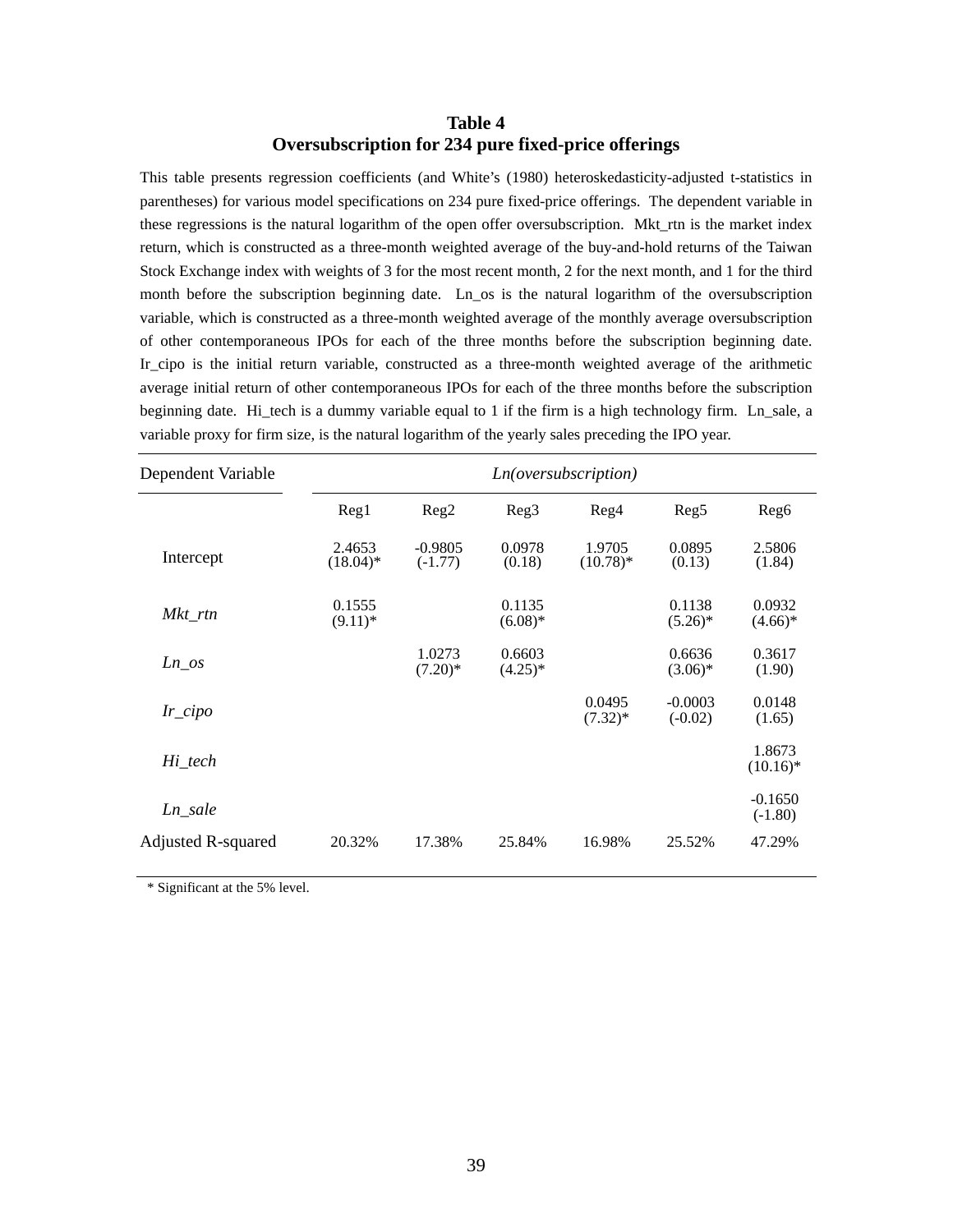**Table 4**
**Oversubscription for 234 pure fixed-price offerings**

This table presents regression coefficients (and White's (1980) heteroskedasticity-adjusted t-statistics in parentheses) for various model specifications on 234 pure fixed-price offerings. The dependent variable in these regressions is the natural logarithm of the open offer oversubscription. Mkt_rtn is the market index return, which is constructed as a three-month weighted average of the buy-and-hold returns of the Taiwan Stock Exchange index with weights of 3 for the most recent month, 2 for the next month, and 1 for the third month before the subscription beginning date. Ln_os is the natural logarithm of the oversubscription variable, which is constructed as a three-month weighted average of the monthly average oversubscription of other contemporaneous IPOs for each of the three months before the subscription beginning date. Ir_cipo is the initial return variable, constructed as a three-month weighted average of the arithmetic average initial return of other contemporaneous IPOs for each of the three months before the subscription beginning date. Hi_tech is a dummy variable equal to 1 if the firm is a high technology firm. Ln_sale, a variable proxy for firm size, is the natural logarithm of the yearly sales preceding the IPO year.

| Dependent Variable | *Ln(oversubscription)* | | | | | |
|---|---|---|---|---|---|---|
| | Reg1 | Reg2 | Reg3 | Reg4 | Reg5 | Reg6 |
| Intercept | 2.4653 (18.04)* | -0.9805 (-1.77) | 0.0978 (0.18) | 1.9705 (10.78)* | 0.0895 (0.13) | 2.5806 (1.84) |
| *Mkt_rtn* | 0.1555 (9.11)* | | 0.1135 (6.08)* | | 0.1138 (5.26)* | 0.0932 (4.66)* |
| *Ln_os* | | 1.0273 (7.20)* | 0.6603 (4.25)* | | 0.6636 (3.06)* | 0.3617 (1.90) |
| *Ir_cipo* | | | | 0.0495 (7.32)* | -0.0003 (-0.02) | 0.0148 (1.65) |
| *Hi_tech* | | | | | | 1.8673 (10.16)* |
| *Ln_sale* | | | | | | -0.1650 (-1.80) |
| Adjusted R-squared | 20.32% | 17.38% | 25.84% | 16.98% | 25.52% | 47.29% |

\* Significant at the 5% level.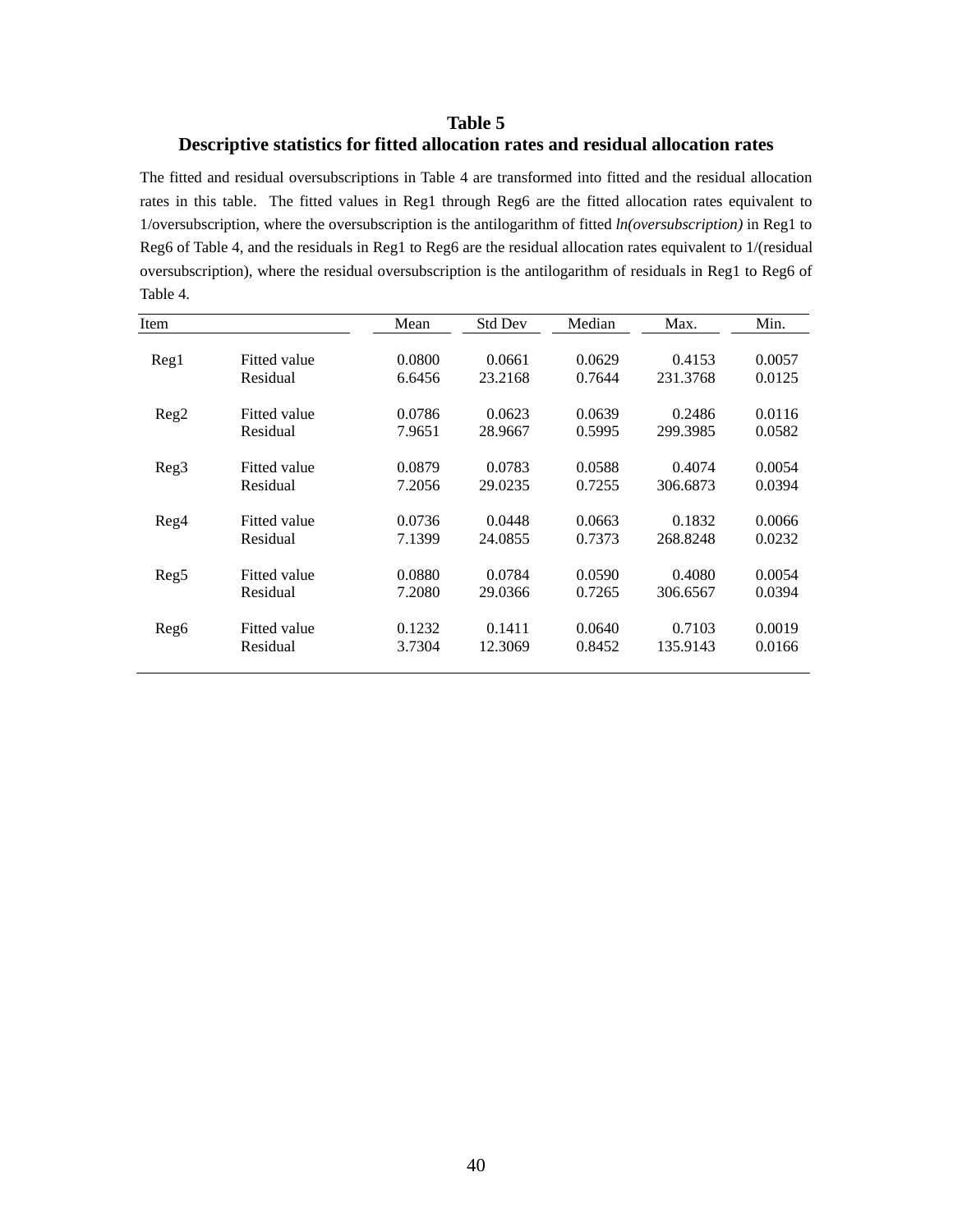# Table 5

## Descriptive statistics for fitted allocation rates and residual allocation rates

The fitted and residual oversubscriptions in Table 4 are transformed into fitted and the residual allocation rates in this table. The fitted values in Reg1 through Reg6 are the fitted allocation rates equivalent to 1/oversubscription, where the oversubscription is the antilogarithm of fitted *ln(oversubscription)* in Reg1 to Reg6 of Table 4, and the residuals in Reg1 to Reg6 are the residual allocation rates equivalent to 1/(residual oversubscription), where the residual oversubscription is the antilogarithm of residuals in Reg1 to Reg6 of Table 4.

| Item | | Mean | Std Dev | Median | Max. | Min. |
|---|---|---|---|---|---|---|
| Reg1 | Fitted value | 0.0800 | 0.0661 | 0.0629 | 0.4153 | 0.0057 |
| | Residual | 6.6456 | 23.2168 | 0.7644 | 231.3768 | 0.0125 |
| Reg2 | Fitted value | 0.0786 | 0.0623 | 0.0639 | 0.2486 | 0.0116 |
| | Residual | 7.9651 | 28.9667 | 0.5995 | 299.3985 | 0.0582 |
| Reg3 | Fitted value | 0.0879 | 0.0783 | 0.0588 | 0.4074 | 0.0054 |
| | Residual | 7.2056 | 29.0235 | 0.7255 | 306.6873 | 0.0394 |
| Reg4 | Fitted value | 0.0736 | 0.0448 | 0.0663 | 0.1832 | 0.0066 |
| | Residual | 7.1399 | 24.0855 | 0.7373 | 268.8248 | 0.0232 |
| Reg5 | Fitted value | 0.0880 | 0.0784 | 0.0590 | 0.4080 | 0.0054 |
| | Residual | 7.2080 | 29.0366 | 0.7265 | 306.6567 | 0.0394 |
| Reg6 | Fitted value | 0.1232 | 0.1411 | 0.0640 | 0.7103 | 0.0019 |
| | Residual | 3.7304 | 12.3069 | 0.8452 | 135.9143 | 0.0166 |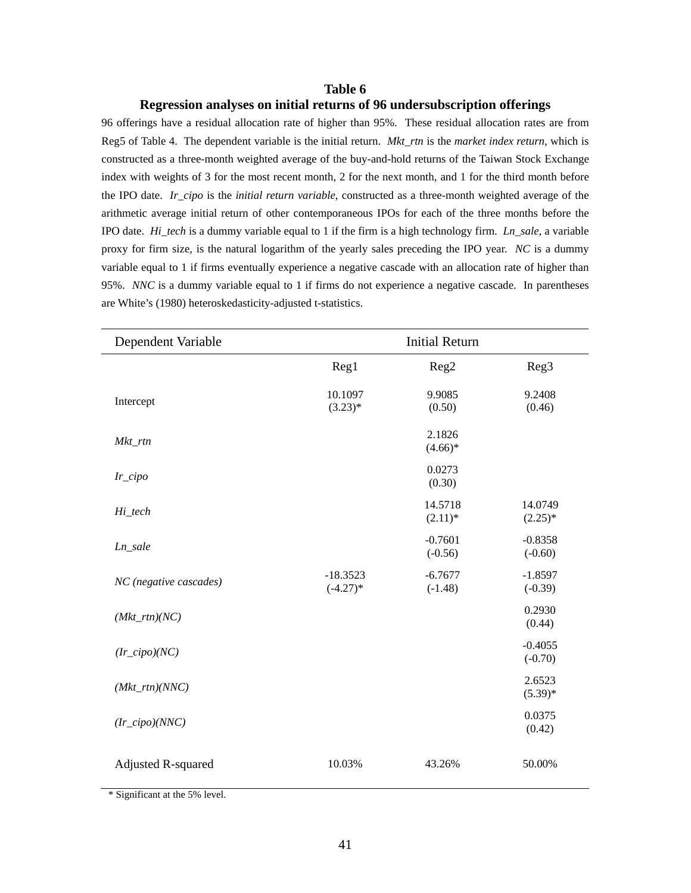**Table 6**

**Regression analyses on initial returns of 96 undersubscription offerings**

96 offerings have a residual allocation rate of higher than 95%. These residual allocation rates are from Reg5 of Table 4. The dependent variable is the initial return. *Mkt_rtn* is the *market index return*, which is constructed as a three-month weighted average of the buy-and-hold returns of the Taiwan Stock Exchange index with weights of 3 for the most recent month, 2 for the next month, and 1 for the third month before the IPO date. *Ir_cipo* is the *initial return variable*, constructed as a three-month weighted average of the arithmetic average initial return of other contemporaneous IPOs for each of the three months before the IPO date. *Hi_tech* is a dummy variable equal to 1 if the firm is a high technology firm. *Ln_sale*, a variable proxy for firm size, is the natural logarithm of the yearly sales preceding the IPO year. *NC* is a dummy variable equal to 1 if firms eventually experience a negative cascade with an allocation rate of higher than 95%. *NNC* is a dummy variable equal to 1 if firms do not experience a negative cascade. In parentheses are White's (1980) heteroskedasticity-adjusted t-statistics.

| Dependent Variable | Initial Return | | |
|---|---|---|---|
| | Reg1 | Reg2 | Reg3 |
| Intercept | 10.1097<br>(3.23)* | 9.9085<br>(0.50) | 9.2408<br>(0.46) |
| *Mkt_rtn* | | 2.1826<br>(4.66)* | |
| *Ir_cipo* | | 0.0273<br>(0.30) | |
| *Hi_tech* | | 14.5718<br>(2.11)* | 14.0749<br>(2.25)* |
| *Ln_sale* | | -0.7601<br>(-0.56) | -0.8358<br>(-0.60) |
| *NC (negative cascades)* | -18.3523<br>(-4.27)* | -6.7677<br>(-1.48) | -1.8597<br>(-0.39) |
| *(Mkt_rtn)(NC)* | | | 0.2930<br>(0.44) |
| *(Ir_cipo)(NC)* | | | -0.4055<br>(-0.70) |
| *(Mkt_rtn)(NNC)* | | | 2.6523<br>(5.39)* |
| *(Ir_cipo)(NNC)* | | | 0.0375<br>(0.42) |
| Adjusted R-squared | 10.03% | 43.26% | 50.00% |

\* Significant at the 5% level.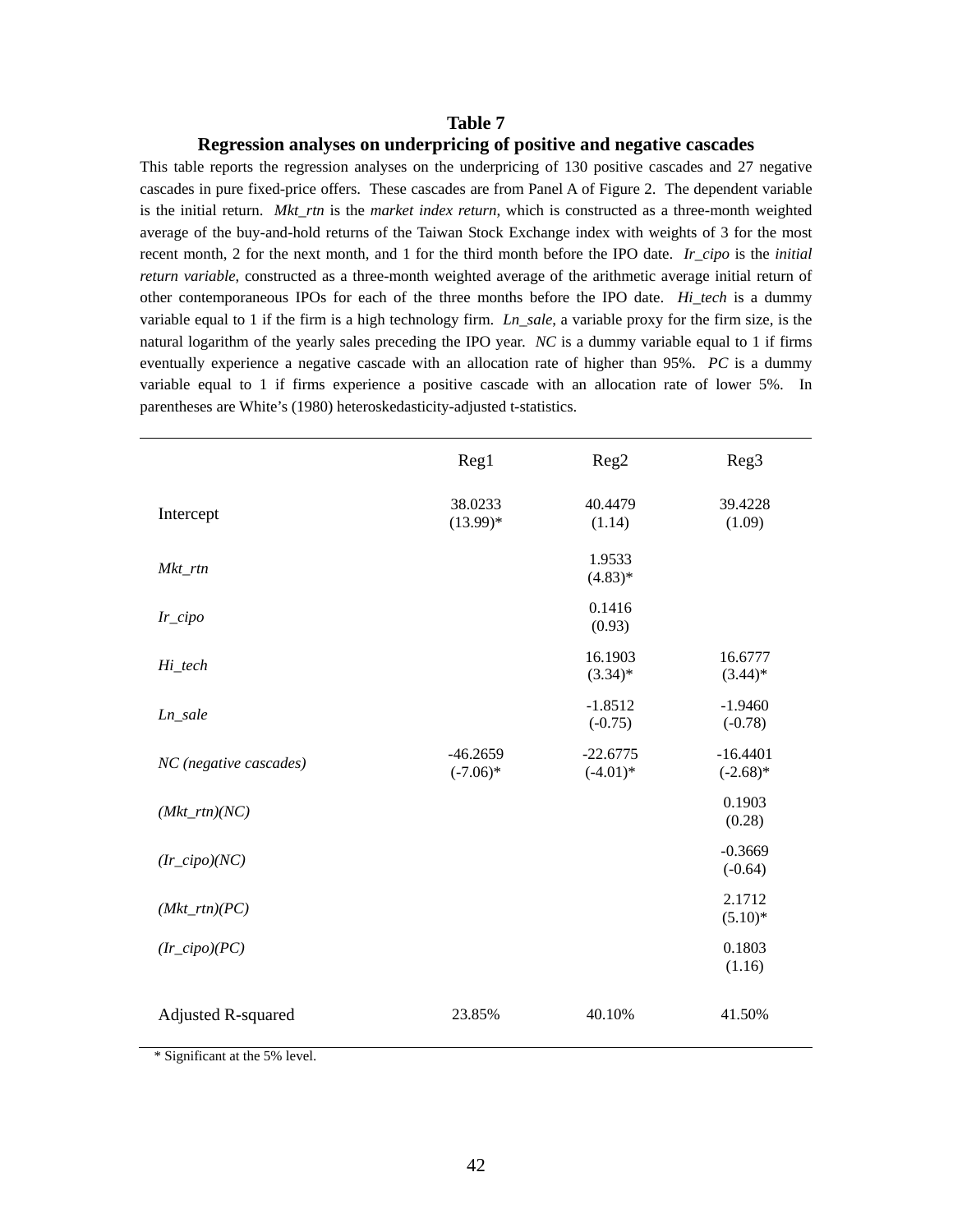**Table 7**

**Regression analyses on underpricing of positive and negative cascades**

This table reports the regression analyses on the underpricing of 130 positive cascades and 27 negative cascades in pure fixed-price offers. These cascades are from Panel A of Figure 2. The dependent variable is the initial return. *Mkt_rtn* is the *market index return*, which is constructed as a three-month weighted average of the buy-and-hold returns of the Taiwan Stock Exchange index with weights of 3 for the most recent month, 2 for the next month, and 1 for the third month before the IPO date. *Ir_cipo* is the *initial return variable*, constructed as a three-month weighted average of the arithmetic average initial return of other contemporaneous IPOs for each of the three months before the IPO date. *Hi_tech* is a dummy variable equal to 1 if the firm is a high technology firm. *Ln_sale*, a variable proxy for the firm size, is the natural logarithm of the yearly sales preceding the IPO year. *NC* is a dummy variable equal to 1 if firms eventually experience a negative cascade with an allocation rate of higher than 95%. *PC* is a dummy variable equal to 1 if firms experience a positive cascade with an allocation rate of lower 5%. In parentheses are White's (1980) heteroskedasticity-adjusted t-statistics.

| | Reg1 | Reg2 | Reg3 |
|---|---|---|---|
| Intercept | 38.0233<br>(13.99)* | 40.4479<br>(1.14) | 39.4228<br>(1.09) |
| *Mkt_rtn* | | 1.9533<br>(4.83)* | |
| *Ir_cipo* | | 0.1416<br>(0.93) | |
| *Hi_tech* | | 16.1903<br>(3.34)* | 16.6777<br>(3.44)* |
| *Ln_sale* | | -1.8512<br>(-0.75) | -1.9460<br>(-0.78) |
| *NC (negative cascades)* | -46.2659<br>(-7.06)* | -22.6775<br>(-4.01)* | -16.4401<br>(-2.68)* |
| *(Mkt_rtn)(NC)* | | | 0.1903<br>(0.28) |
| *(Ir_cipo)(NC)* | | | -0.3669<br>(-0.64) |
| *(Mkt_rtn)(PC)* | | | 2.1712<br>(5.10)* |
| *(Ir_cipo)(PC)* | | | 0.1803<br>(1.16) |
| Adjusted R-squared | 23.85% | 40.10% | 41.50% |

\* Significant at the 5% level.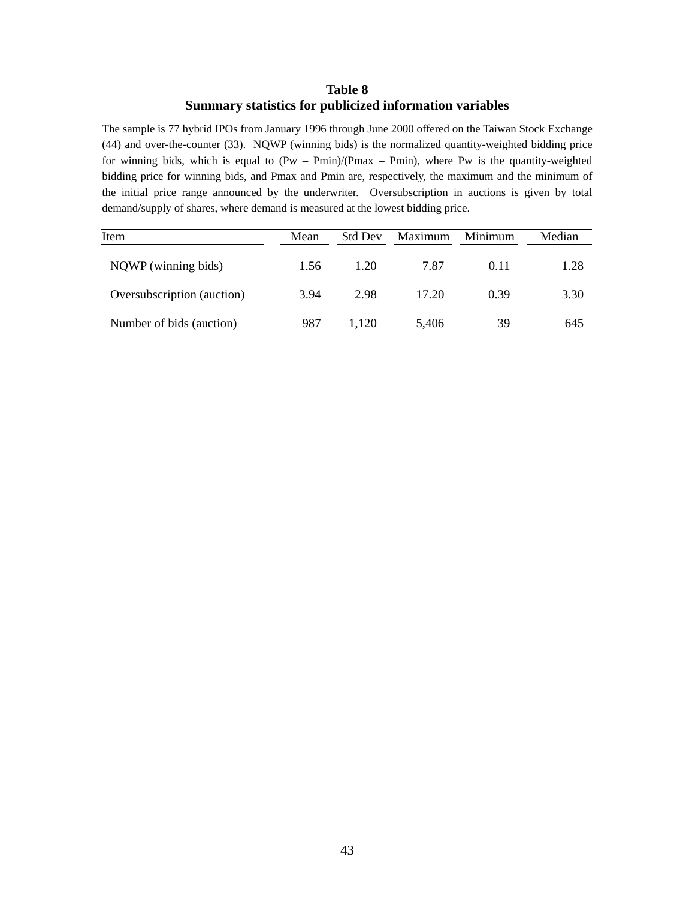**Table 8**
**Summary statistics for publicized information variables**

The sample is 77 hybrid IPOs from January 1996 through June 2000 offered on the Taiwan Stock Exchange (44) and over-the-counter (33). NQWP (winning bids) is the normalized quantity-weighted bidding price for winning bids, which is equal to (Pw – Pmin)/(Pmax – Pmin), where Pw is the quantity-weighted bidding price for winning bids, and Pmax and Pmin are, respectively, the maximum and the minimum of the initial price range announced by the underwriter. Oversubscription in auctions is given by total demand/supply of shares, where demand is measured at the lowest bidding price.

| Item | Mean | Std Dev | Maximum | Minimum | Median |
|---|---|---|---|---|---|
| NQWP (winning bids) | 1.56 | 1.20 | 7.87 | 0.11 | 1.28 |
| Oversubscription (auction) | 3.94 | 2.98 | 17.20 | 0.39 | 3.30 |
| Number of bids (auction) | 987 | 1,120 | 5,406 | 39 | 645 |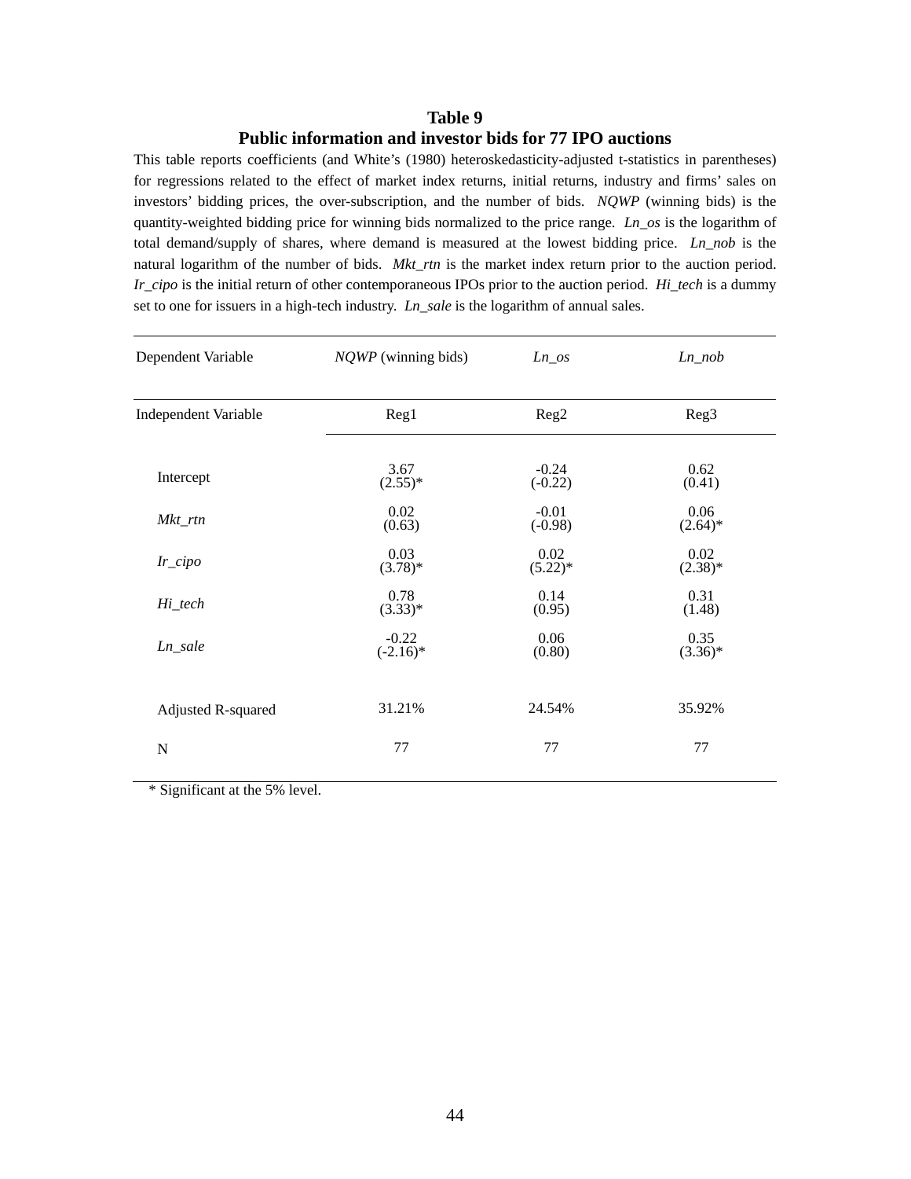## Table 9
## Public information and investor bids for 77 IPO auctions

This table reports coefficients (and White's (1980) heteroskedasticity-adjusted t-statistics in parentheses) for regressions related to the effect of market index returns, initial returns, industry and firms' sales on investors' bidding prices, the over-subscription, and the number of bids. *NQWP* (winning bids) is the quantity-weighted bidding price for winning bids normalized to the price range. *Ln_os* is the logarithm of total demand/supply of shares, where demand is measured at the lowest bidding price. *Ln_nob* is the natural logarithm of the number of bids. *Mkt_rtn* is the market index return prior to the auction period. *Ir_cipo* is the initial return of other contemporaneous IPOs prior to the auction period. *Hi_tech* is a dummy set to one for issuers in a high-tech industry. *Ln_sale* is the logarithm of annual sales.

| Dependent Variable | *NQWP* (winning bids) | *Ln_os* | *Ln_nob* |
|---|---|---|---|
| Independent Variable | Reg1 | Reg2 | Reg3 |
| Intercept | 3.67<br>(2.55)* | -0.24<br>(-0.22) | 0.62<br>(0.41) |
| *Mkt_rtn* | 0.02<br>(0.63) | -0.01<br>(-0.98) | 0.06<br>(2.64)* |
| *Ir_cipo* | 0.03<br>(3.78)* | 0.02<br>(5.22)* | 0.02<br>(2.38)* |
| *Hi_tech* | 0.78<br>(3.33)* | 0.14<br>(0.95) | 0.31<br>(1.48) |
| *Ln_sale* | -0.22<br>(-2.16)* | 0.06<br>(0.80) | 0.35<br>(3.36)* |
| Adjusted R-squared | 31.21% | 24.54% | 35.92% |
| N | 77 | 77 | 77 |

\* Significant at the 5% level.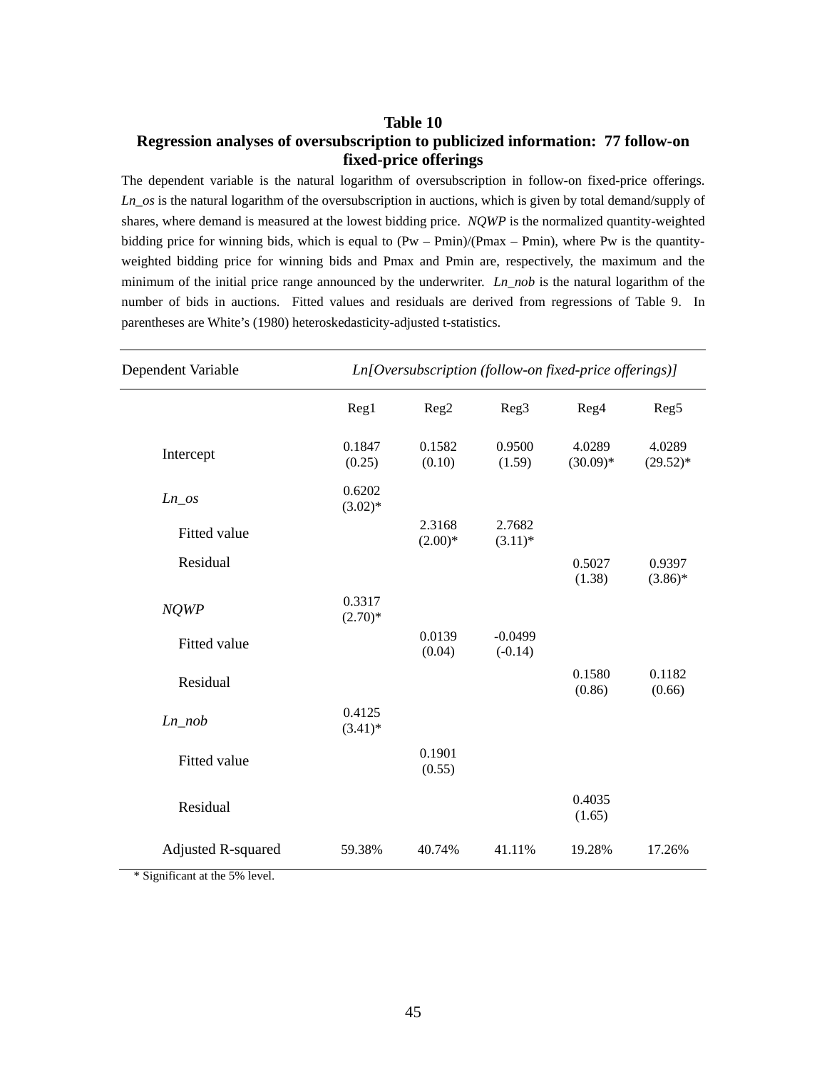**Table 10**
**Regression analyses of oversubscription to publicized information: 77 follow-on fixed-price offerings**

The dependent variable is the natural logarithm of oversubscription in follow-on fixed-price offerings. *Ln_os* is the natural logarithm of the oversubscription in auctions, which is given by total demand/supply of shares, where demand is measured at the lowest bidding price. *NQWP* is the normalized quantity-weighted bidding price for winning bids, which is equal to (Pw – Pmin)/(Pmax – Pmin), where Pw is the quantity-weighted bidding price for winning bids and Pmax and Pmin are, respectively, the maximum and the minimum of the initial price range announced by the underwriter. *Ln_nob* is the natural logarithm of the number of bids in auctions. Fitted values and residuals are derived from regressions of Table 9. In parentheses are White's (1980) heteroskedasticity-adjusted t-statistics.

| Dependent Variable | *Ln[Oversubscription (follow-on fixed-price offerings)]* | | | | |
|---|---|---|---|---|---|
| | Reg1 | Reg2 | Reg3 | Reg4 | Reg5 |
| Intercept | 0.1847 (0.25) | 0.1582 (0.10) | 0.9500 (1.59) | 4.0289 (30.09)* | 4.0289 (29.52)* |
| *Ln_os* | 0.6202 (3.02)* | | | | |
| Fitted value | | 2.3168 (2.00)* | 2.7682 (3.11)* | | |
| Residual | | | | 0.5027 (1.38) | 0.9397 (3.86)* |
| *NQWP* | 0.3317 (2.70)* | | | | |
| Fitted value | | 0.0139 (0.04) | -0.0499 (-0.14) | | |
| Residual | | | | 0.1580 (0.86) | 0.1182 (0.66) |
| *Ln_nob* | 0.4125 (3.41)* | | | | |
| Fitted value | | 0.1901 (0.55) | | | |
| Residual | | | | 0.4035 (1.65) | |
| Adjusted R-squared | 59.38% | 40.74% | 41.11% | 19.28% | 17.26% |

\* Significant at the 5% level.